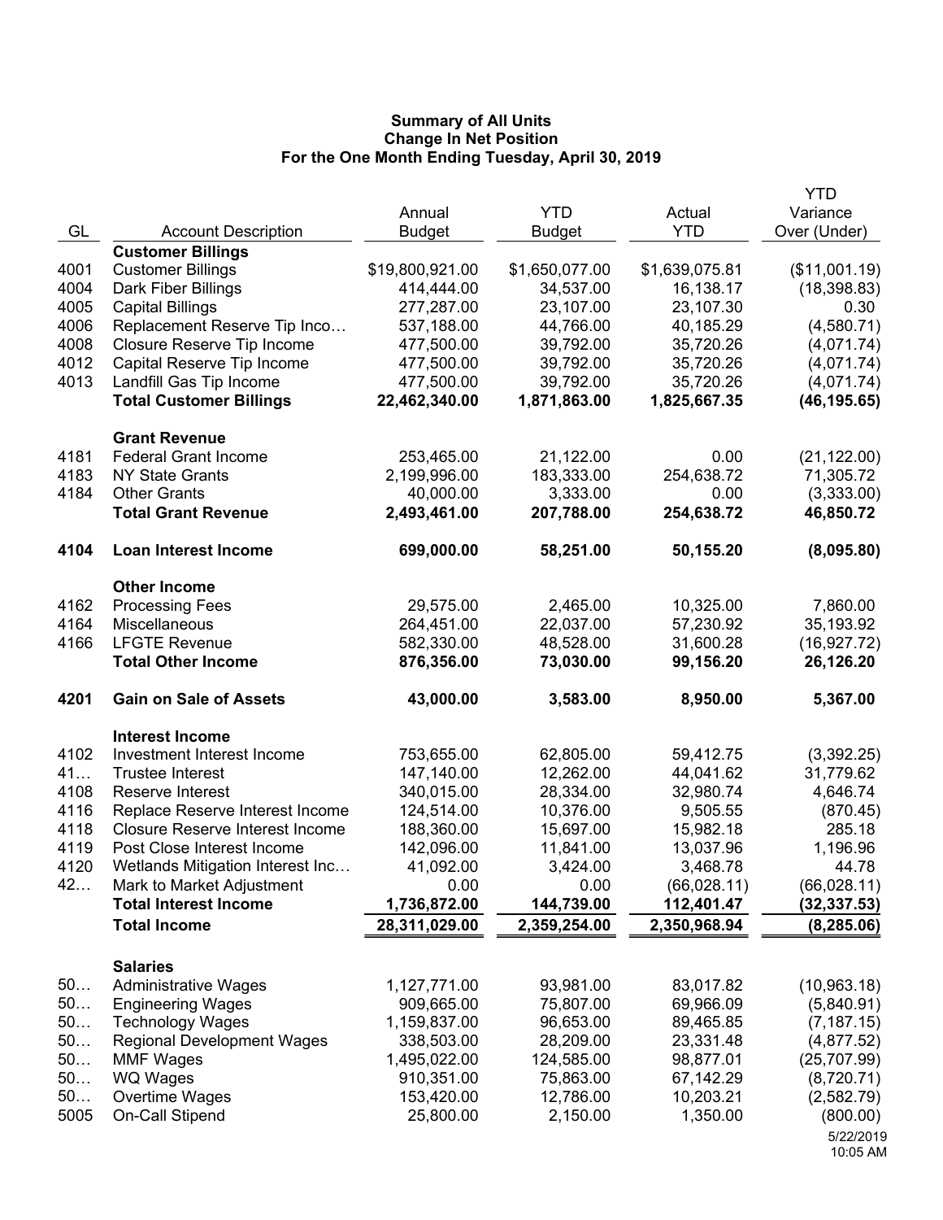**Summary of All Units**
**Change In Net Position**
**For the One Month Ending Tuesday, April 30, 2019**

| GL | Account Description | Annual Budget | YTD Budget | Actual YTD | YTD Variance Over (Under) |
|---|---|---|---|---|---|
| | **Customer Billings** | | | | |
| 4001 | Customer Billings | $19,800,921.00 | $1,650,077.00 | $1,639,075.81 | ($11,001.19) |
| 4004 | Dark Fiber Billings | 414,444.00 | 34,537.00 | 16,138.17 | (18,398.83) |
| 4005 | Capital Billings | 277,287.00 | 23,107.00 | 23,107.30 | 0.30 |
| 4006 | Replacement Reserve Tip Inco… | 537,188.00 | 44,766.00 | 40,185.29 | (4,580.71) |
| 4008 | Closure Reserve Tip Income | 477,500.00 | 39,792.00 | 35,720.26 | (4,071.74) |
| 4012 | Capital Reserve Tip Income | 477,500.00 | 39,792.00 | 35,720.26 | (4,071.74) |
| 4013 | Landfill Gas Tip Income | 477,500.00 | 39,792.00 | 35,720.26 | (4,071.74) |
| | **Total Customer Billings** | **22,462,340.00** | **1,871,863.00** | **1,825,667.35** | **(46,195.65)** |
| | **Grant Revenue** | | | | |
| 4181 | Federal Grant Income | 253,465.00 | 21,122.00 | 0.00 | (21,122.00) |
| 4183 | NY State Grants | 2,199,996.00 | 183,333.00 | 254,638.72 | 71,305.72 |
| 4184 | Other Grants | 40,000.00 | 3,333.00 | 0.00 | (3,333.00) |
| | **Total Grant Revenue** | **2,493,461.00** | **207,788.00** | **254,638.72** | **46,850.72** |
| **4104** | **Loan Interest Income** | **699,000.00** | **58,251.00** | **50,155.20** | **(8,095.80)** |
| | **Other Income** | | | | |
| 4162 | Processing Fees | 29,575.00 | 2,465.00 | 10,325.00 | 7,860.00 |
| 4164 | Miscellaneous | 264,451.00 | 22,037.00 | 57,230.92 | 35,193.92 |
| 4166 | LFGTE Revenue | 582,330.00 | 48,528.00 | 31,600.28 | (16,927.72) |
| | **Total Other Income** | **876,356.00** | **73,030.00** | **99,156.20** | **26,126.20** |
| **4201** | **Gain on Sale of Assets** | **43,000.00** | **3,583.00** | **8,950.00** | **5,367.00** |
| | **Interest Income** | | | | |
| 4102 | Investment Interest Income | 753,655.00 | 62,805.00 | 59,412.75 | (3,392.25) |
| 41… | Trustee Interest | 147,140.00 | 12,262.00 | 44,041.62 | 31,779.62 |
| 4108 | Reserve Interest | 340,015.00 | 28,334.00 | 32,980.74 | 4,646.74 |
| 4116 | Replace Reserve Interest Income | 124,514.00 | 10,376.00 | 9,505.55 | (870.45) |
| 4118 | Closure Reserve Interest Income | 188,360.00 | 15,697.00 | 15,982.18 | 285.18 |
| 4119 | Post Close Interest Income | 142,096.00 | 11,841.00 | 13,037.96 | 1,196.96 |
| 4120 | Wetlands Mitigation Interest Inc… | 41,092.00 | 3,424.00 | 3,468.78 | 44.78 |
| 42… | Mark to Market Adjustment | 0.00 | 0.00 | (66,028.11) | (66,028.11) |
| | **Total Interest Income** | **1,736,872.00** | **144,739.00** | **112,401.47** | **(32,337.53)** |
| | **Total Income** | **28,311,029.00** | **2,359,254.00** | **2,350,968.94** | **(8,285.06)** |
| | **Salaries** | | | | |
| 50… | Administrative Wages | 1,127,771.00 | 93,981.00 | 83,017.82 | (10,963.18) |
| 50… | Engineering Wages | 909,665.00 | 75,807.00 | 69,966.09 | (5,840.91) |
| 50… | Technology Wages | 1,159,837.00 | 96,653.00 | 89,465.85 | (7,187.15) |
| 50… | Regional Development Wages | 338,503.00 | 28,209.00 | 23,331.48 | (4,877.52) |
| 50… | MMF Wages | 1,495,022.00 | 124,585.00 | 98,877.01 | (25,707.99) |
| 50… | WQ Wages | 910,351.00 | 75,863.00 | 67,142.29 | (8,720.71) |
| 50… | Overtime Wages | 153,420.00 | 12,786.00 | 10,203.21 | (2,582.79) |
| 5005 | On-Call Stipend | 25,800.00 | 2,150.00 | 1,350.00 | (800.00) |

5/22/2019
10:05 AM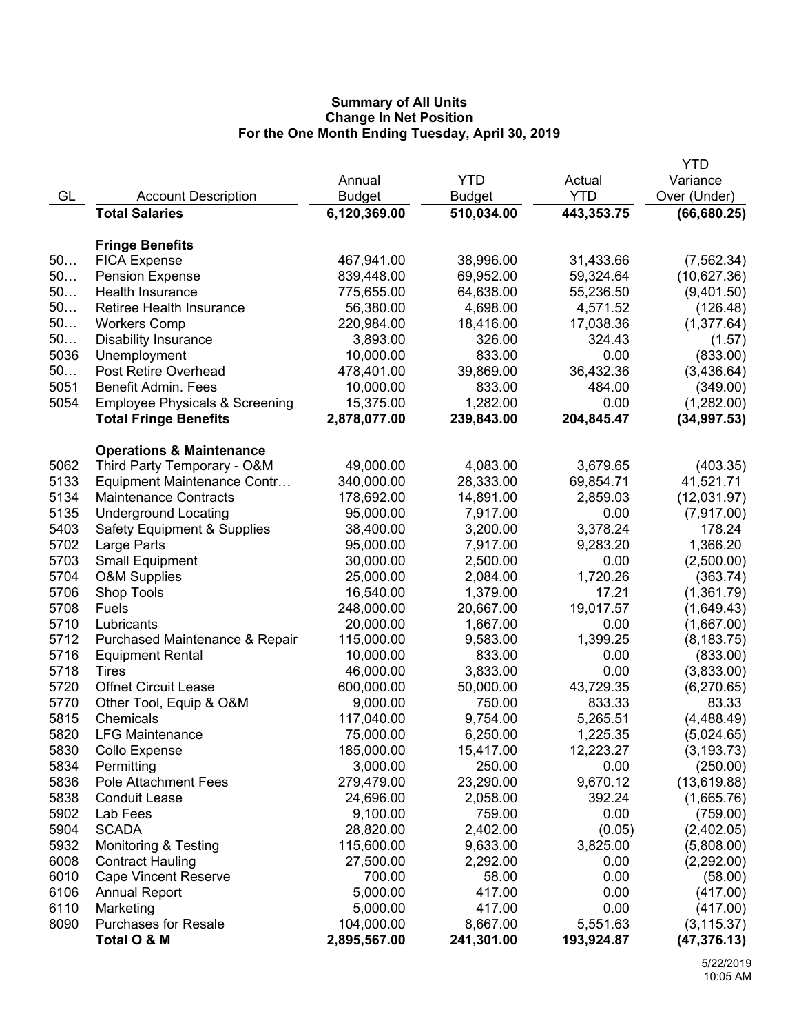**Summary of All Units**
**Change In Net Position**
**For the One Month Ending Tuesday, April 30, 2019**

| GL | Account Description | Annual Budget | YTD Budget | Actual YTD | YTD Variance Over (Under) |
|---|---|---|---|---|---|
| | **Total Salaries** | **6,120,369.00** | **510,034.00** | **443,353.75** | **(66,680.25)** |
| | **Fringe Benefits** | | | | |
| 50… | FICA Expense | 467,941.00 | 38,996.00 | 31,433.66 | (7,562.34) |
| 50… | Pension Expense | 839,448.00 | 69,952.00 | 59,324.64 | (10,627.36) |
| 50… | Health Insurance | 775,655.00 | 64,638.00 | 55,236.50 | (9,401.50) |
| 50… | Retiree Health Insurance | 56,380.00 | 4,698.00 | 4,571.52 | (126.48) |
| 50… | Workers Comp | 220,984.00 | 18,416.00 | 17,038.36 | (1,377.64) |
| 50… | Disability Insurance | 3,893.00 | 326.00 | 324.43 | (1.57) |
| 5036 | Unemployment | 10,000.00 | 833.00 | 0.00 | (833.00) |
| 50… | Post Retire Overhead | 478,401.00 | 39,869.00 | 36,432.36 | (3,436.64) |
| 5051 | Benefit Admin. Fees | 10,000.00 | 833.00 | 484.00 | (349.00) |
| 5054 | Employee Physicals & Screening | 15,375.00 | 1,282.00 | 0.00 | (1,282.00) |
| | **Total Fringe Benefits** | **2,878,077.00** | **239,843.00** | **204,845.47** | **(34,997.53)** |
| | **Operations & Maintenance** | | | | |
| 5062 | Third Party Temporary - O&M | 49,000.00 | 4,083.00 | 3,679.65 | (403.35) |
| 5133 | Equipment Maintenance Contr… | 340,000.00 | 28,333.00 | 69,854.71 | 41,521.71 |
| 5134 | Maintenance Contracts | 178,692.00 | 14,891.00 | 2,859.03 | (12,031.97) |
| 5135 | Underground Locating | 95,000.00 | 7,917.00 | 0.00 | (7,917.00) |
| 5403 | Safety Equipment & Supplies | 38,400.00 | 3,200.00 | 3,378.24 | 178.24 |
| 5702 | Large Parts | 95,000.00 | 7,917.00 | 9,283.20 | 1,366.20 |
| 5703 | Small Equipment | 30,000.00 | 2,500.00 | 0.00 | (2,500.00) |
| 5704 | O&M Supplies | 25,000.00 | 2,084.00 | 1,720.26 | (363.74) |
| 5706 | Shop Tools | 16,540.00 | 1,379.00 | 17.21 | (1,361.79) |
| 5708 | Fuels | 248,000.00 | 20,667.00 | 19,017.57 | (1,649.43) |
| 5710 | Lubricants | 20,000.00 | 1,667.00 | 0.00 | (1,667.00) |
| 5712 | Purchased Maintenance & Repair | 115,000.00 | 9,583.00 | 1,399.25 | (8,183.75) |
| 5716 | Equipment Rental | 10,000.00 | 833.00 | 0.00 | (833.00) |
| 5718 | Tires | 46,000.00 | 3,833.00 | 0.00 | (3,833.00) |
| 5720 | Offnet Circuit Lease | 600,000.00 | 50,000.00 | 43,729.35 | (6,270.65) |
| 5770 | Other Tool, Equip & O&M | 9,000.00 | 750.00 | 833.33 | 83.33 |
| 5815 | Chemicals | 117,040.00 | 9,754.00 | 5,265.51 | (4,488.49) |
| 5820 | LFG Maintenance | 75,000.00 | 6,250.00 | 1,225.35 | (5,024.65) |
| 5830 | Collo Expense | 185,000.00 | 15,417.00 | 12,223.27 | (3,193.73) |
| 5834 | Permitting | 3,000.00 | 250.00 | 0.00 | (250.00) |
| 5836 | Pole Attachment Fees | 279,479.00 | 23,290.00 | 9,670.12 | (13,619.88) |
| 5838 | Conduit Lease | 24,696.00 | 2,058.00 | 392.24 | (1,665.76) |
| 5902 | Lab Fees | 9,100.00 | 759.00 | 0.00 | (759.00) |
| 5904 | SCADA | 28,820.00 | 2,402.00 | (0.05) | (2,402.05) |
| 5932 | Monitoring & Testing | 115,600.00 | 9,633.00 | 3,825.00 | (5,808.00) |
| 6008 | Contract Hauling | 27,500.00 | 2,292.00 | 0.00 | (2,292.00) |
| 6010 | Cape Vincent Reserve | 700.00 | 58.00 | 0.00 | (58.00) |
| 6106 | Annual Report | 5,000.00 | 417.00 | 0.00 | (417.00) |
| 6110 | Marketing | 5,000.00 | 417.00 | 0.00 | (417.00) |
| 8090 | Purchases for Resale | 104,000.00 | 8,667.00 | 5,551.63 | (3,115.37) |
| | **Total O & M** | **2,895,567.00** | **241,301.00** | **193,924.87** | **(47,376.13)** |

5/22/2019
10:05 AM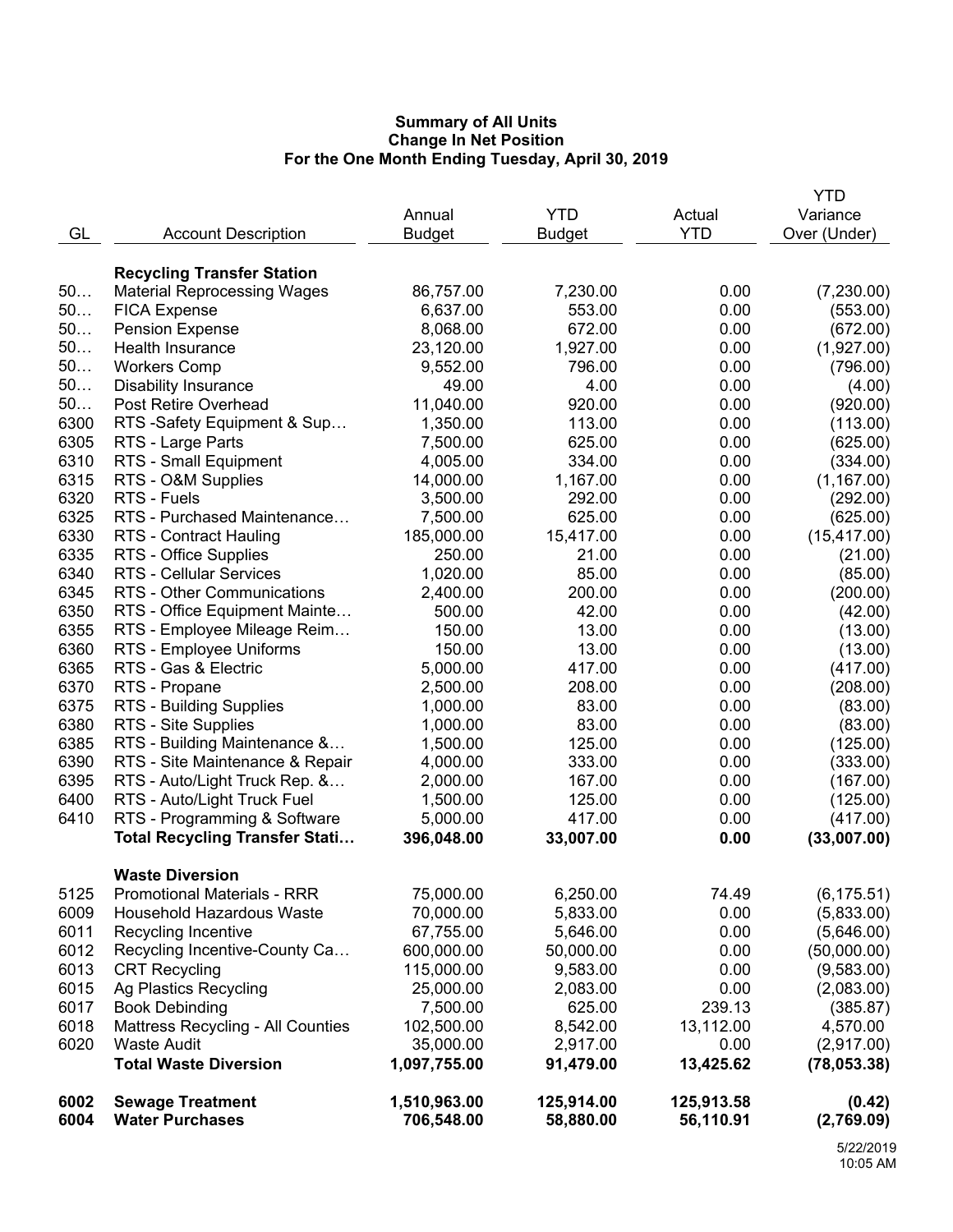**Summary of All Units**
**Change In Net Position**
**For the One Month Ending Tuesday, April 30, 2019**

| GL | Account Description | Annual Budget | YTD Budget | Actual YTD | YTD Variance Over (Under) |
|---|---|---|---|---|---|
| | **Recycling Transfer Station** | | | | |
| 50… | Material Reprocessing Wages | 86,757.00 | 7,230.00 | 0.00 | (7,230.00) |
| 50… | FICA Expense | 6,637.00 | 553.00 | 0.00 | (553.00) |
| 50… | Pension Expense | 8,068.00 | 672.00 | 0.00 | (672.00) |
| 50… | Health Insurance | 23,120.00 | 1,927.00 | 0.00 | (1,927.00) |
| 50… | Workers Comp | 9,552.00 | 796.00 | 0.00 | (796.00) |
| 50… | Disability Insurance | 49.00 | 4.00 | 0.00 | (4.00) |
| 50… | Post Retire Overhead | 11,040.00 | 920.00 | 0.00 | (920.00) |
| 6300 | RTS -Safety Equipment & Sup… | 1,350.00 | 113.00 | 0.00 | (113.00) |
| 6305 | RTS - Large Parts | 7,500.00 | 625.00 | 0.00 | (625.00) |
| 6310 | RTS - Small Equipment | 4,005.00 | 334.00 | 0.00 | (334.00) |
| 6315 | RTS - O&M Supplies | 14,000.00 | 1,167.00 | 0.00 | (1,167.00) |
| 6320 | RTS - Fuels | 3,500.00 | 292.00 | 0.00 | (292.00) |
| 6325 | RTS - Purchased Maintenance… | 7,500.00 | 625.00 | 0.00 | (625.00) |
| 6330 | RTS - Contract Hauling | 185,000.00 | 15,417.00 | 0.00 | (15,417.00) |
| 6335 | RTS - Office Supplies | 250.00 | 21.00 | 0.00 | (21.00) |
| 6340 | RTS - Cellular Services | 1,020.00 | 85.00 | 0.00 | (85.00) |
| 6345 | RTS - Other Communications | 2,400.00 | 200.00 | 0.00 | (200.00) |
| 6350 | RTS - Office Equipment Mainte… | 500.00 | 42.00 | 0.00 | (42.00) |
| 6355 | RTS - Employee Mileage Reim… | 150.00 | 13.00 | 0.00 | (13.00) |
| 6360 | RTS - Employee Uniforms | 150.00 | 13.00 | 0.00 | (13.00) |
| 6365 | RTS - Gas & Electric | 5,000.00 | 417.00 | 0.00 | (417.00) |
| 6370 | RTS - Propane | 2,500.00 | 208.00 | 0.00 | (208.00) |
| 6375 | RTS - Building Supplies | 1,000.00 | 83.00 | 0.00 | (83.00) |
| 6380 | RTS - Site Supplies | 1,000.00 | 83.00 | 0.00 | (83.00) |
| 6385 | RTS - Building Maintenance &… | 1,500.00 | 125.00 | 0.00 | (125.00) |
| 6390 | RTS - Site Maintenance & Repair | 4,000.00 | 333.00 | 0.00 | (333.00) |
| 6395 | RTS - Auto/Light Truck Rep. &… | 2,000.00 | 167.00 | 0.00 | (167.00) |
| 6400 | RTS - Auto/Light Truck Fuel | 1,500.00 | 125.00 | 0.00 | (125.00) |
| 6410 | RTS - Programming & Software | 5,000.00 | 417.00 | 0.00 | (417.00) |
| | **Total Recycling Transfer Stati…** | **396,048.00** | **33,007.00** | **0.00** | **(33,007.00)** |
| | **Waste Diversion** | | | | |
| 5125 | Promotional Materials - RRR | 75,000.00 | 6,250.00 | 74.49 | (6,175.51) |
| 6009 | Household Hazardous Waste | 70,000.00 | 5,833.00 | 0.00 | (5,833.00) |
| 6011 | Recycling Incentive | 67,755.00 | 5,646.00 | 0.00 | (5,646.00) |
| 6012 | Recycling Incentive-County Ca… | 600,000.00 | 50,000.00 | 0.00 | (50,000.00) |
| 6013 | CRT Recycling | 115,000.00 | 9,583.00 | 0.00 | (9,583.00) |
| 6015 | Ag Plastics Recycling | 25,000.00 | 2,083.00 | 0.00 | (2,083.00) |
| 6017 | Book Debinding | 7,500.00 | 625.00 | 239.13 | (385.87) |
| 6018 | Mattress Recycling - All Counties | 102,500.00 | 8,542.00 | 13,112.00 | 4,570.00 |
| 6020 | Waste Audit | 35,000.00 | 2,917.00 | 0.00 | (2,917.00) |
| | **Total Waste Diversion** | **1,097,755.00** | **91,479.00** | **13,425.62** | **(78,053.38)** |
| **6002** | **Sewage Treatment** | **1,510,963.00** | **125,914.00** | **125,913.58** | **(0.42)** |
| **6004** | **Water Purchases** | **706,548.00** | **58,880.00** | **56,110.91** | **(2,769.09)** |

5/22/2019
10:05 AM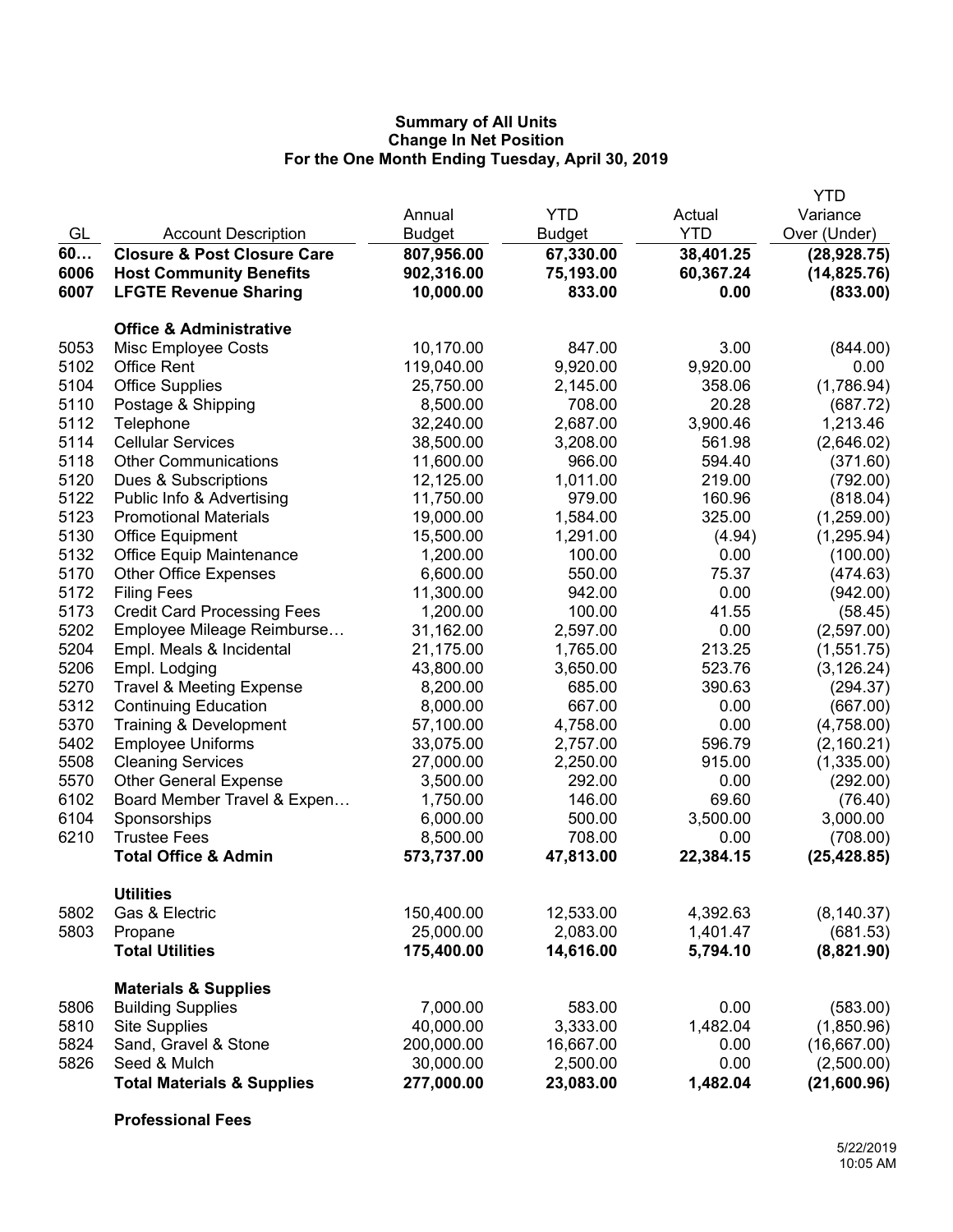**Summary of All Units**
**Change In Net Position**
**For the One Month Ending Tuesday, April 30, 2019**

| GL | Account Description | Annual Budget | YTD Budget | Actual YTD | YTD Variance Over (Under) |
|---|---|---|---|---|---|
| **60…** | **Closure & Post Closure Care** | **807,956.00** | **67,330.00** | **38,401.25** | **(28,928.75)** |
| **6006** | **Host Community Benefits** | **902,316.00** | **75,193.00** | **60,367.24** | **(14,825.76)** |
| **6007** | **LFGTE Revenue Sharing** | **10,000.00** | **833.00** | **0.00** | **(833.00)** |
| | **Office & Administrative** | | | | |
| 5053 | Misc Employee Costs | 10,170.00 | 847.00 | 3.00 | (844.00) |
| 5102 | Office Rent | 119,040.00 | 9,920.00 | 9,920.00 | 0.00 |
| 5104 | Office Supplies | 25,750.00 | 2,145.00 | 358.06 | (1,786.94) |
| 5110 | Postage & Shipping | 8,500.00 | 708.00 | 20.28 | (687.72) |
| 5112 | Telephone | 32,240.00 | 2,687.00 | 3,900.46 | 1,213.46 |
| 5114 | Cellular Services | 38,500.00 | 3,208.00 | 561.98 | (2,646.02) |
| 5118 | Other Communications | 11,600.00 | 966.00 | 594.40 | (371.60) |
| 5120 | Dues & Subscriptions | 12,125.00 | 1,011.00 | 219.00 | (792.00) |
| 5122 | Public Info & Advertising | 11,750.00 | 979.00 | 160.96 | (818.04) |
| 5123 | Promotional Materials | 19,000.00 | 1,584.00 | 325.00 | (1,259.00) |
| 5130 | Office Equipment | 15,500.00 | 1,291.00 | (4.94) | (1,295.94) |
| 5132 | Office Equip Maintenance | 1,200.00 | 100.00 | 0.00 | (100.00) |
| 5170 | Other Office Expenses | 6,600.00 | 550.00 | 75.37 | (474.63) |
| 5172 | Filing Fees | 11,300.00 | 942.00 | 0.00 | (942.00) |
| 5173 | Credit Card Processing Fees | 1,200.00 | 100.00 | 41.55 | (58.45) |
| 5202 | Employee Mileage Reimburse… | 31,162.00 | 2,597.00 | 0.00 | (2,597.00) |
| 5204 | Empl. Meals & Incidental | 21,175.00 | 1,765.00 | 213.25 | (1,551.75) |
| 5206 | Empl. Lodging | 43,800.00 | 3,650.00 | 523.76 | (3,126.24) |
| 5270 | Travel & Meeting Expense | 8,200.00 | 685.00 | 390.63 | (294.37) |
| 5312 | Continuing Education | 8,000.00 | 667.00 | 0.00 | (667.00) |
| 5370 | Training & Development | 57,100.00 | 4,758.00 | 0.00 | (4,758.00) |
| 5402 | Employee Uniforms | 33,075.00 | 2,757.00 | 596.79 | (2,160.21) |
| 5508 | Cleaning Services | 27,000.00 | 2,250.00 | 915.00 | (1,335.00) |
| 5570 | Other General Expense | 3,500.00 | 292.00 | 0.00 | (292.00) |
| 6102 | Board Member Travel & Expen… | 1,750.00 | 146.00 | 69.60 | (76.40) |
| 6104 | Sponsorships | 6,000.00 | 500.00 | 3,500.00 | 3,000.00 |
| 6210 | Trustee Fees | 8,500.00 | 708.00 | 0.00 | (708.00) |
| | **Total Office & Admin** | **573,737.00** | **47,813.00** | **22,384.15** | **(25,428.85)** |
| | **Utilities** | | | | |
| 5802 | Gas & Electric | 150,400.00 | 12,533.00 | 4,392.63 | (8,140.37) |
| 5803 | Propane | 25,000.00 | 2,083.00 | 1,401.47 | (681.53) |
| | **Total Utilities** | **175,400.00** | **14,616.00** | **5,794.10** | **(8,821.90)** |
| | **Materials & Supplies** | | | | |
| 5806 | Building Supplies | 7,000.00 | 583.00 | 0.00 | (583.00) |
| 5810 | Site Supplies | 40,000.00 | 3,333.00 | 1,482.04 | (1,850.96) |
| 5824 | Sand, Gravel & Stone | 200,000.00 | 16,667.00 | 0.00 | (16,667.00) |
| 5826 | Seed & Mulch | 30,000.00 | 2,500.00 | 0.00 | (2,500.00) |
| | **Total Materials & Supplies** | **277,000.00** | **23,083.00** | **1,482.04** | **(21,600.96)** |
| | **Professional Fees** | | | | |

5/22/2019
10:05 AM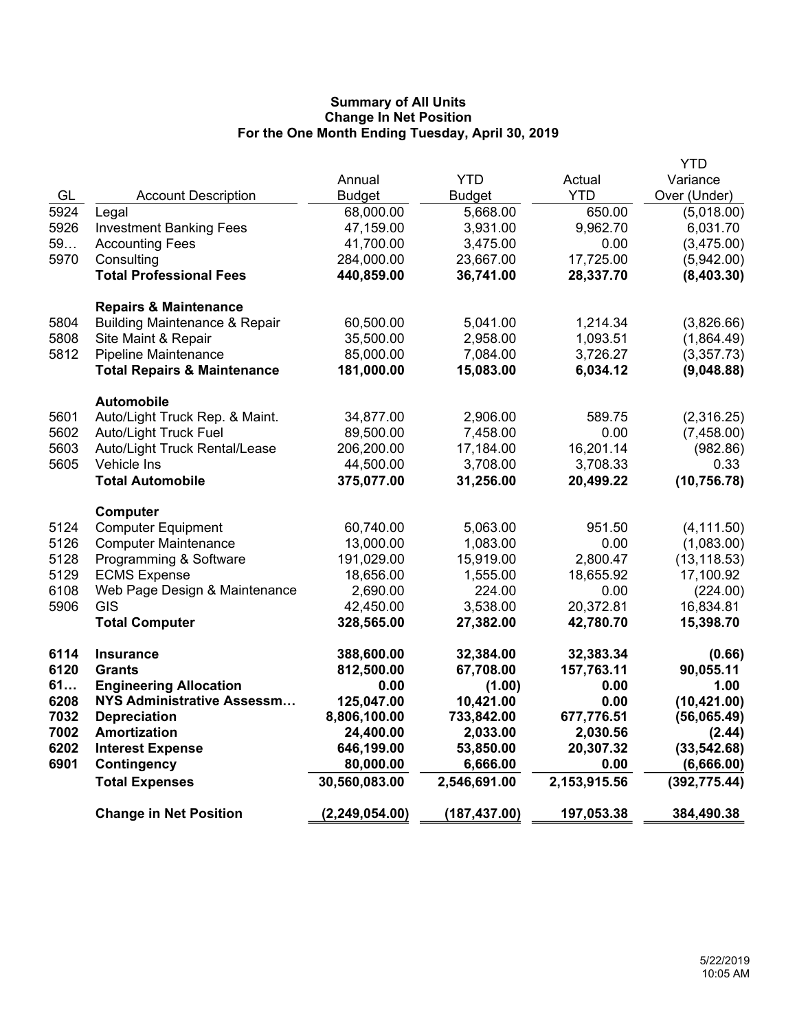**Summary of All Units**
**Change In Net Position**
**For the One Month Ending Tuesday, April 30, 2019**

| GL | Account Description | Annual Budget | YTD Budget | Actual YTD | YTD Variance Over (Under) |
|---|---|---|---|---|---|
| 5924 | Legal | 68,000.00 | 5,668.00 | 650.00 | (5,018.00) |
| 5926 | Investment Banking Fees | 47,159.00 | 3,931.00 | 9,962.70 | 6,031.70 |
| 59… | Accounting Fees | 41,700.00 | 3,475.00 | 0.00 | (3,475.00) |
| 5970 | Consulting | 284,000.00 | 23,667.00 | 17,725.00 | (5,942.00) |
| | **Total Professional Fees** | **440,859.00** | **36,741.00** | **28,337.70** | **(8,403.30)** |
| | **Repairs & Maintenance** | | | | |
| 5804 | Building Maintenance & Repair | 60,500.00 | 5,041.00 | 1,214.34 | (3,826.66) |
| 5808 | Site Maint & Repair | 35,500.00 | 2,958.00 | 1,093.51 | (1,864.49) |
| 5812 | Pipeline Maintenance | 85,000.00 | 7,084.00 | 3,726.27 | (3,357.73) |
| | **Total Repairs & Maintenance** | **181,000.00** | **15,083.00** | **6,034.12** | **(9,048.88)** |
| | **Automobile** | | | | |
| 5601 | Auto/Light Truck Rep. & Maint. | 34,877.00 | 2,906.00 | 589.75 | (2,316.25) |
| 5602 | Auto/Light Truck Fuel | 89,500.00 | 7,458.00 | 0.00 | (7,458.00) |
| 5603 | Auto/Light Truck Rental/Lease | 206,200.00 | 17,184.00 | 16,201.14 | (982.86) |
| 5605 | Vehicle Ins | 44,500.00 | 3,708.00 | 3,708.33 | 0.33 |
| | **Total Automobile** | **375,077.00** | **31,256.00** | **20,499.22** | **(10,756.78)** |
| | **Computer** | | | | |
| 5124 | Computer Equipment | 60,740.00 | 5,063.00 | 951.50 | (4,111.50) |
| 5126 | Computer Maintenance | 13,000.00 | 1,083.00 | 0.00 | (1,083.00) |
| 5128 | Programming & Software | 191,029.00 | 15,919.00 | 2,800.47 | (13,118.53) |
| 5129 | ECMS Expense | 18,656.00 | 1,555.00 | 18,655.92 | 17,100.92 |
| 6108 | Web Page Design & Maintenance | 2,690.00 | 224.00 | 0.00 | (224.00) |
| 5906 | GIS | 42,450.00 | 3,538.00 | 20,372.81 | 16,834.81 |
| | **Total Computer** | **328,565.00** | **27,382.00** | **42,780.70** | **15,398.70** |
| **6114** | **Insurance** | **388,600.00** | **32,384.00** | **32,383.34** | **(0.66)** |
| **6120** | **Grants** | **812,500.00** | **67,708.00** | **157,763.11** | **90,055.11** |
| **61…** | **Engineering Allocation** | **0.00** | **(1.00)** | **0.00** | **1.00** |
| **6208** | **NYS Administrative Assessm…** | **125,047.00** | **10,421.00** | **0.00** | **(10,421.00)** |
| **7032** | **Depreciation** | **8,806,100.00** | **733,842.00** | **677,776.51** | **(56,065.49)** |
| **7002** | **Amortization** | **24,400.00** | **2,033.00** | **2,030.56** | **(2.44)** |
| **6202** | **Interest Expense** | **646,199.00** | **53,850.00** | **20,307.32** | **(33,542.68)** |
| **6901** | **Contingency** | **80,000.00** | **6,666.00** | **0.00** | **(6,666.00)** |
| | **Total Expenses** | **30,560,083.00** | **2,546,691.00** | **2,153,915.56** | **(392,775.44)** |
| | **Change in Net Position** | **(2,249,054.00)** | **(187,437.00)** | **197,053.38** | **384,490.38** |

5/22/2019
10:05 AM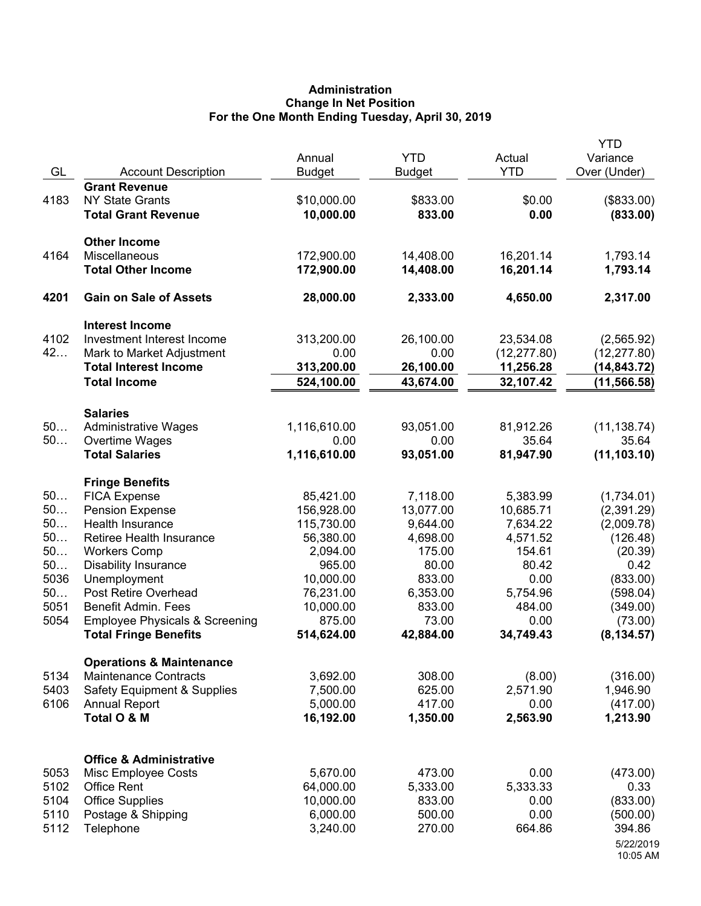**Administration**
**Change In Net Position**
**For the One Month Ending Tuesday, April 30, 2019**

| GL | Account Description | Annual Budget | YTD Budget | Actual YTD | YTD Variance Over (Under) |
|---|---|---|---|---|---|
| | **Grant Revenue** | | | | |
| 4183 | NY State Grants | $10,000.00 | $833.00 | $0.00 | ($833.00) |
| | **Total Grant Revenue** | **10,000.00** | **833.00** | **0.00** | **(833.00)** |
| | **Other Income** | | | | |
| 4164 | Miscellaneous | 172,900.00 | 14,408.00 | 16,201.14 | 1,793.14 |
| | **Total Other Income** | **172,900.00** | **14,408.00** | **16,201.14** | **1,793.14** |
| **4201** | **Gain on Sale of Assets** | **28,000.00** | **2,333.00** | **4,650.00** | **2,317.00** |
| | **Interest Income** | | | | |
| 4102 | Investment Interest Income | 313,200.00 | 26,100.00 | 23,534.08 | (2,565.92) |
| 42… | Mark to Market Adjustment | 0.00 | 0.00 | (12,277.80) | (12,277.80) |
| | **Total Interest Income** | **313,200.00** | **26,100.00** | **11,256.28** | **(14,843.72)** |
| | **Total Income** | **524,100.00** | **43,674.00** | **32,107.42** | **(11,566.58)** |
| | **Salaries** | | | | |
| 50… | Administrative Wages | 1,116,610.00 | 93,051.00 | 81,912.26 | (11,138.74) |
| 50… | Overtime Wages | 0.00 | 0.00 | 35.64 | 35.64 |
| | **Total Salaries** | **1,116,610.00** | **93,051.00** | **81,947.90** | **(11,103.10)** |
| | **Fringe Benefits** | | | | |
| 50… | FICA Expense | 85,421.00 | 7,118.00 | 5,383.99 | (1,734.01) |
| 50… | Pension Expense | 156,928.00 | 13,077.00 | 10,685.71 | (2,391.29) |
| 50… | Health Insurance | 115,730.00 | 9,644.00 | 7,634.22 | (2,009.78) |
| 50… | Retiree Health Insurance | 56,380.00 | 4,698.00 | 4,571.52 | (126.48) |
| 50… | Workers Comp | 2,094.00 | 175.00 | 154.61 | (20.39) |
| 50… | Disability Insurance | 965.00 | 80.00 | 80.42 | 0.42 |
| 5036 | Unemployment | 10,000.00 | 833.00 | 0.00 | (833.00) |
| 50… | Post Retire Overhead | 76,231.00 | 6,353.00 | 5,754.96 | (598.04) |
| 5051 | Benefit Admin. Fees | 10,000.00 | 833.00 | 484.00 | (349.00) |
| 5054 | Employee Physicals & Screening | 875.00 | 73.00 | 0.00 | (73.00) |
| | **Total Fringe Benefits** | **514,624.00** | **42,884.00** | **34,749.43** | **(8,134.57)** |
| | **Operations & Maintenance** | | | | |
| 5134 | Maintenance Contracts | 3,692.00 | 308.00 | (8.00) | (316.00) |
| 5403 | Safety Equipment & Supplies | 7,500.00 | 625.00 | 2,571.90 | 1,946.90 |
| 6106 | Annual Report | 5,000.00 | 417.00 | 0.00 | (417.00) |
| | **Total O & M** | **16,192.00** | **1,350.00** | **2,563.90** | **1,213.90** |
| | **Office & Administrative** | | | | |
| 5053 | Misc Employee Costs | 5,670.00 | 473.00 | 0.00 | (473.00) |
| 5102 | Office Rent | 64,000.00 | 5,333.00 | 5,333.33 | 0.33 |
| 5104 | Office Supplies | 10,000.00 | 833.00 | 0.00 | (833.00) |
| 5110 | Postage & Shipping | 6,000.00 | 500.00 | 0.00 | (500.00) |
| 5112 | Telephone | 3,240.00 | 270.00 | 664.86 | 394.86 |

5/22/2019
10:05 AM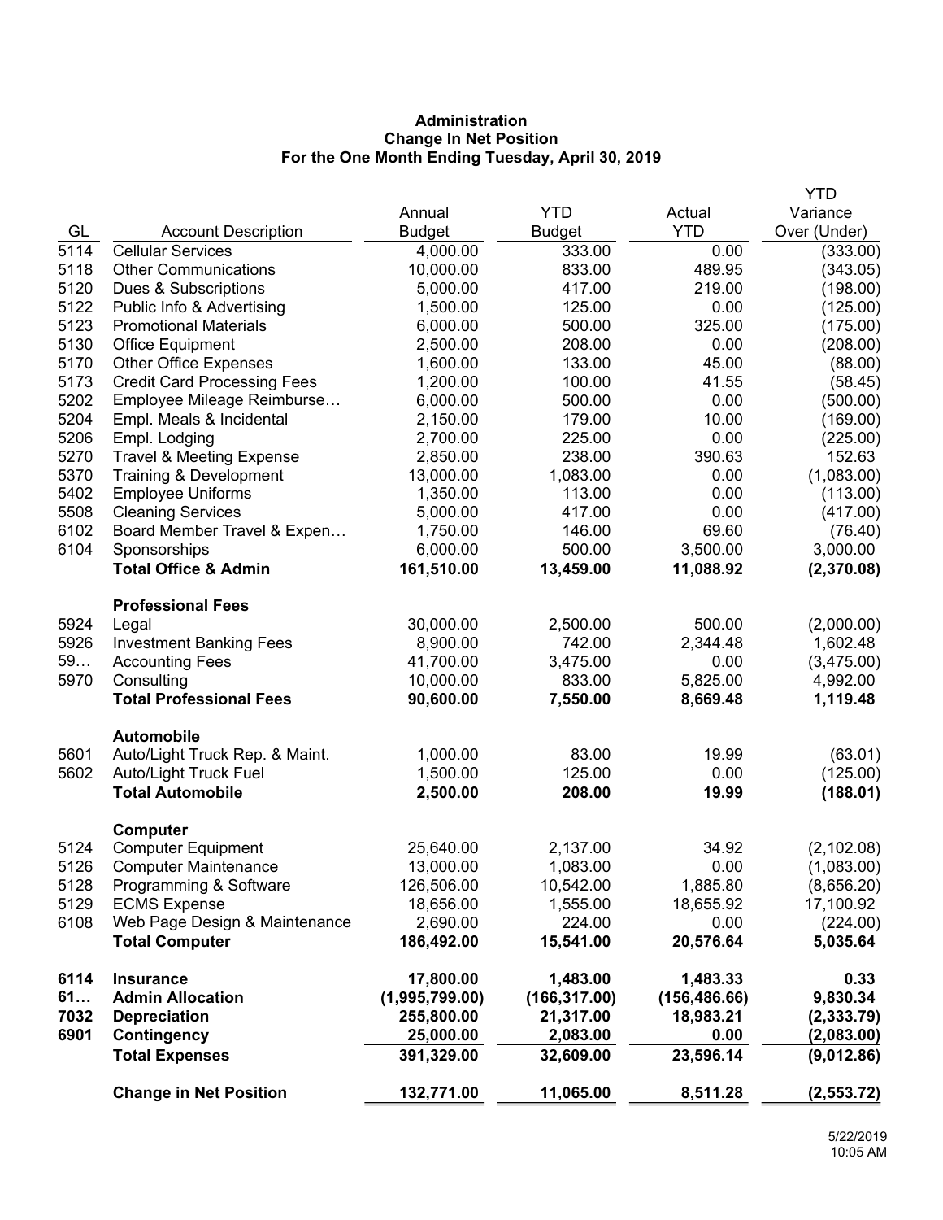**Administration**
**Change In Net Position**
**For the One Month Ending Tuesday, April 30, 2019**

| GL | Account Description | Annual Budget | YTD Budget | Actual YTD | YTD Variance Over (Under) |
|---|---|---|---|---|---|
| 5114 | Cellular Services | 4,000.00 | 333.00 | 0.00 | (333.00) |
| 5118 | Other Communications | 10,000.00 | 833.00 | 489.95 | (343.05) |
| 5120 | Dues & Subscriptions | 5,000.00 | 417.00 | 219.00 | (198.00) |
| 5122 | Public Info & Advertising | 1,500.00 | 125.00 | 0.00 | (125.00) |
| 5123 | Promotional Materials | 6,000.00 | 500.00 | 325.00 | (175.00) |
| 5130 | Office Equipment | 2,500.00 | 208.00 | 0.00 | (208.00) |
| 5170 | Other Office Expenses | 1,600.00 | 133.00 | 45.00 | (88.00) |
| 5173 | Credit Card Processing Fees | 1,200.00 | 100.00 | 41.55 | (58.45) |
| 5202 | Employee Mileage Reimburse… | 6,000.00 | 500.00 | 0.00 | (500.00) |
| 5204 | Empl. Meals & Incidental | 2,150.00 | 179.00 | 10.00 | (169.00) |
| 5206 | Empl. Lodging | 2,700.00 | 225.00 | 0.00 | (225.00) |
| 5270 | Travel & Meeting Expense | 2,850.00 | 238.00 | 390.63 | 152.63 |
| 5370 | Training & Development | 13,000.00 | 1,083.00 | 0.00 | (1,083.00) |
| 5402 | Employee Uniforms | 1,350.00 | 113.00 | 0.00 | (113.00) |
| 5508 | Cleaning Services | 5,000.00 | 417.00 | 0.00 | (417.00) |
| 6102 | Board Member Travel & Expen… | 1,750.00 | 146.00 | 69.60 | (76.40) |
| 6104 | Sponsorships | 6,000.00 | 500.00 | 3,500.00 | 3,000.00 |
| | **Total Office & Admin** | **161,510.00** | **13,459.00** | **11,088.92** | **(2,370.08)** |
| | **Professional Fees** | | | | |
| 5924 | Legal | 30,000.00 | 2,500.00 | 500.00 | (2,000.00) |
| 5926 | Investment Banking Fees | 8,900.00 | 742.00 | 2,344.48 | 1,602.48 |
| 59… | Accounting Fees | 41,700.00 | 3,475.00 | 0.00 | (3,475.00) |
| 5970 | Consulting | 10,000.00 | 833.00 | 5,825.00 | 4,992.00 |
| | **Total Professional Fees** | **90,600.00** | **7,550.00** | **8,669.48** | **1,119.48** |
| | **Automobile** | | | | |
| 5601 | Auto/Light Truck Rep. & Maint. | 1,000.00 | 83.00 | 19.99 | (63.01) |
| 5602 | Auto/Light Truck Fuel | 1,500.00 | 125.00 | 0.00 | (125.00) |
| | **Total Automobile** | **2,500.00** | **208.00** | **19.99** | **(188.01)** |
| | **Computer** | | | | |
| 5124 | Computer Equipment | 25,640.00 | 2,137.00 | 34.92 | (2,102.08) |
| 5126 | Computer Maintenance | 13,000.00 | 1,083.00 | 0.00 | (1,083.00) |
| 5128 | Programming & Software | 126,506.00 | 10,542.00 | 1,885.80 | (8,656.20) |
| 5129 | ECMS Expense | 18,656.00 | 1,555.00 | 18,655.92 | 17,100.92 |
| 6108 | Web Page Design & Maintenance | 2,690.00 | 224.00 | 0.00 | (224.00) |
| | **Total Computer** | **186,492.00** | **15,541.00** | **20,576.64** | **5,035.64** |
| **6114** | **Insurance** | **17,800.00** | **1,483.00** | **1,483.33** | **0.33** |
| **61…** | **Admin Allocation** | **(1,995,799.00)** | **(166,317.00)** | **(156,486.66)** | **9,830.34** |
| **7032** | **Depreciation** | **255,800.00** | **21,317.00** | **18,983.21** | **(2,333.79)** |
| **6901** | **Contingency** | **25,000.00** | **2,083.00** | **0.00** | **(2,083.00)** |
| | **Total Expenses** | **391,329.00** | **32,609.00** | **23,596.14** | **(9,012.86)** |
| | **Change in Net Position** | **132,771.00** | **11,065.00** | **8,511.28** | **(2,553.72)** |

5/22/2019
10:05 AM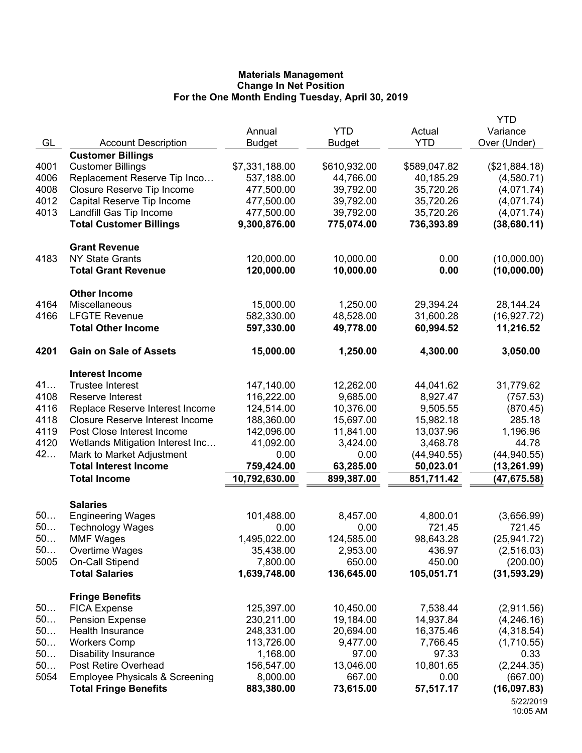**Materials Management**
**Change In Net Position**
**For the One Month Ending Tuesday, April 30, 2019**

| GL | Account Description | Annual Budget | YTD Budget | Actual YTD | YTD Variance Over (Under) |
|---|---|---|---|---|---|
| | **Customer Billings** | | | | |
| 4001 | Customer Billings | $7,331,188.00 | $610,932.00 | $589,047.82 | ($21,884.18) |
| 4006 | Replacement Reserve Tip Inco… | 537,188.00 | 44,766.00 | 40,185.29 | (4,580.71) |
| 4008 | Closure Reserve Tip Income | 477,500.00 | 39,792.00 | 35,720.26 | (4,071.74) |
| 4012 | Capital Reserve Tip Income | 477,500.00 | 39,792.00 | 35,720.26 | (4,071.74) |
| 4013 | Landfill Gas Tip Income | 477,500.00 | 39,792.00 | 35,720.26 | (4,071.74) |
| | **Total Customer Billings** | **9,300,876.00** | **775,074.00** | **736,393.89** | **(38,680.11)** |
| | **Grant Revenue** | | | | |
| 4183 | NY State Grants | 120,000.00 | 10,000.00 | 0.00 | (10,000.00) |
| | **Total Grant Revenue** | **120,000.00** | **10,000.00** | **0.00** | **(10,000.00)** |
| | **Other Income** | | | | |
| 4164 | Miscellaneous | 15,000.00 | 1,250.00 | 29,394.24 | 28,144.24 |
| 4166 | LFGTE Revenue | 582,330.00 | 48,528.00 | 31,600.28 | (16,927.72) |
| | **Total Other Income** | **597,330.00** | **49,778.00** | **60,994.52** | **11,216.52** |
| **4201** | **Gain on Sale of Assets** | **15,000.00** | **1,250.00** | **4,300.00** | **3,050.00** |
| | **Interest Income** | | | | |
| 41… | Trustee Interest | 147,140.00 | 12,262.00 | 44,041.62 | 31,779.62 |
| 4108 | Reserve Interest | 116,222.00 | 9,685.00 | 8,927.47 | (757.53) |
| 4116 | Replace Reserve Interest Income | 124,514.00 | 10,376.00 | 9,505.55 | (870.45) |
| 4118 | Closure Reserve Interest Income | 188,360.00 | 15,697.00 | 15,982.18 | 285.18 |
| 4119 | Post Close Interest Income | 142,096.00 | 11,841.00 | 13,037.96 | 1,196.96 |
| 4120 | Wetlands Mitigation Interest Inc… | 41,092.00 | 3,424.00 | 3,468.78 | 44.78 |
| 42… | Mark to Market Adjustment | 0.00 | 0.00 | (44,940.55) | (44,940.55) |
| | **Total Interest Income** | **759,424.00** | **63,285.00** | **50,023.01** | **(13,261.99)** |
| | **Total Income** | **10,792,630.00** | **899,387.00** | **851,711.42** | **(47,675.58)** |
| | **Salaries** | | | | |
| 50… | Engineering Wages | 101,488.00 | 8,457.00 | 4,800.01 | (3,656.99) |
| 50… | Technology Wages | 0.00 | 0.00 | 721.45 | 721.45 |
| 50… | MMF Wages | 1,495,022.00 | 124,585.00 | 98,643.28 | (25,941.72) |
| 50… | Overtime Wages | 35,438.00 | 2,953.00 | 436.97 | (2,516.03) |
| 5005 | On-Call Stipend | 7,800.00 | 650.00 | 450.00 | (200.00) |
| | **Total Salaries** | **1,639,748.00** | **136,645.00** | **105,051.71** | **(31,593.29)** |
| | **Fringe Benefits** | | | | |
| 50… | FICA Expense | 125,397.00 | 10,450.00 | 7,538.44 | (2,911.56) |
| 50… | Pension Expense | 230,211.00 | 19,184.00 | 14,937.84 | (4,246.16) |
| 50… | Health Insurance | 248,331.00 | 20,694.00 | 16,375.46 | (4,318.54) |
| 50… | Workers Comp | 113,726.00 | 9,477.00 | 7,766.45 | (1,710.55) |
| 50… | Disability Insurance | 1,168.00 | 97.00 | 97.33 | 0.33 |
| 50… | Post Retire Overhead | 156,547.00 | 13,046.00 | 10,801.65 | (2,244.35) |
| 5054 | Employee Physicals & Screening | 8,000.00 | 667.00 | 0.00 | (667.00) |
| | **Total Fringe Benefits** | **883,380.00** | **73,615.00** | **57,517.17** | **(16,097.83)** |

5/22/2019
10:05 AM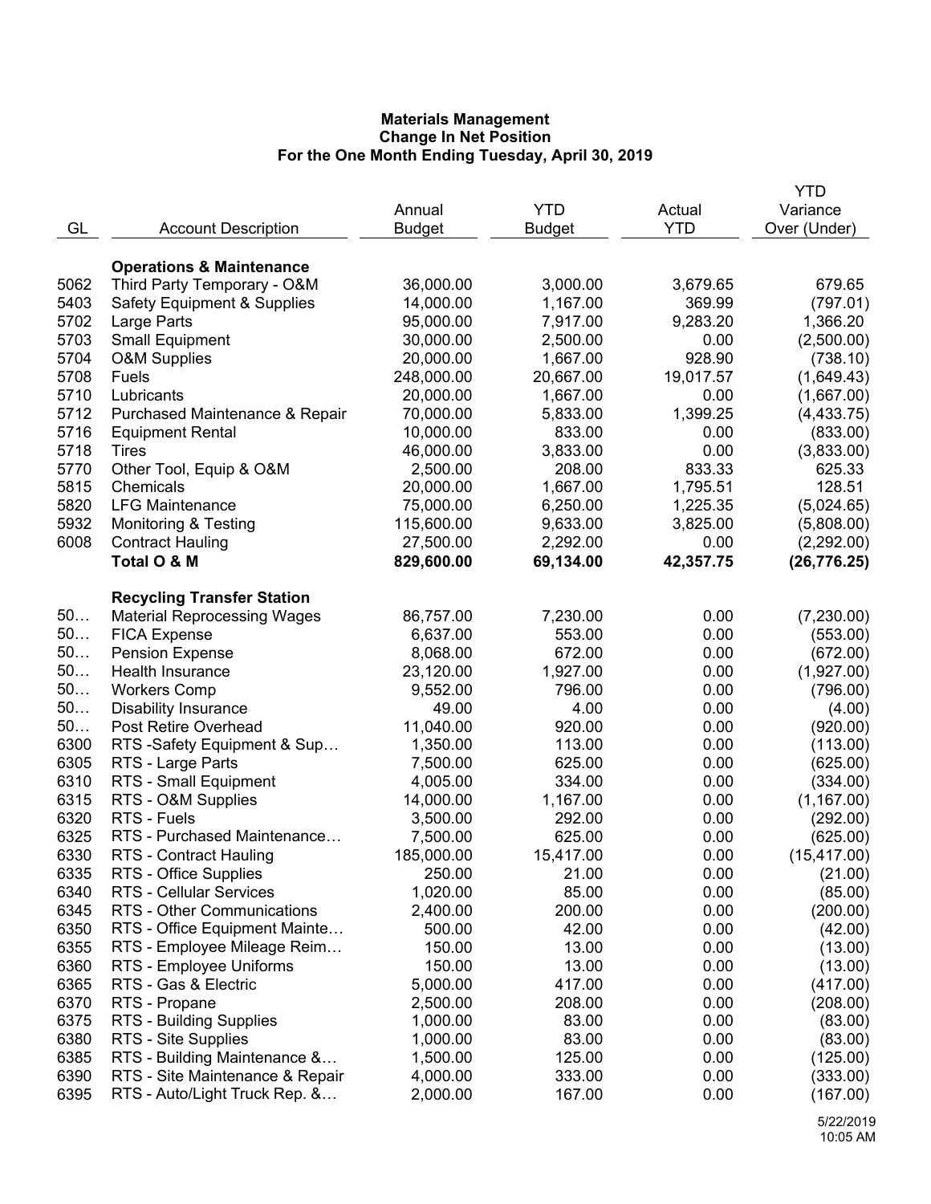**Materials Management**
**Change In Net Position**
**For the One Month Ending Tuesday, April 30, 2019**

| GL | Account Description | Annual Budget | YTD Budget | Actual YTD | YTD Variance Over (Under) |
|---|---|---|---|---|---|
| | **Operations & Maintenance** | | | | |
| 5062 | Third Party Temporary - O&M | 36,000.00 | 3,000.00 | 3,679.65 | 679.65 |
| 5403 | Safety Equipment & Supplies | 14,000.00 | 1,167.00 | 369.99 | (797.01) |
| 5702 | Large Parts | 95,000.00 | 7,917.00 | 9,283.20 | 1,366.20 |
| 5703 | Small Equipment | 30,000.00 | 2,500.00 | 0.00 | (2,500.00) |
| 5704 | O&M Supplies | 20,000.00 | 1,667.00 | 928.90 | (738.10) |
| 5708 | Fuels | 248,000.00 | 20,667.00 | 19,017.57 | (1,649.43) |
| 5710 | Lubricants | 20,000.00 | 1,667.00 | 0.00 | (1,667.00) |
| 5712 | Purchased Maintenance & Repair | 70,000.00 | 5,833.00 | 1,399.25 | (4,433.75) |
| 5716 | Equipment Rental | 10,000.00 | 833.00 | 0.00 | (833.00) |
| 5718 | Tires | 46,000.00 | 3,833.00 | 0.00 | (3,833.00) |
| 5770 | Other Tool, Equip & O&M | 2,500.00 | 208.00 | 833.33 | 625.33 |
| 5815 | Chemicals | 20,000.00 | 1,667.00 | 1,795.51 | 128.51 |
| 5820 | LFG Maintenance | 75,000.00 | 6,250.00 | 1,225.35 | (5,024.65) |
| 5932 | Monitoring & Testing | 115,600.00 | 9,633.00 | 3,825.00 | (5,808.00) |
| 6008 | Contract Hauling | 27,500.00 | 2,292.00 | 0.00 | (2,292.00) |
| | **Total O & M** | **829,600.00** | **69,134.00** | **42,357.75** | **(26,776.25)** |
| | **Recycling Transfer Station** | | | | |
| 50… | Material Reprocessing Wages | 86,757.00 | 7,230.00 | 0.00 | (7,230.00) |
| 50… | FICA Expense | 6,637.00 | 553.00 | 0.00 | (553.00) |
| 50… | Pension Expense | 8,068.00 | 672.00 | 0.00 | (672.00) |
| 50… | Health Insurance | 23,120.00 | 1,927.00 | 0.00 | (1,927.00) |
| 50… | Workers Comp | 9,552.00 | 796.00 | 0.00 | (796.00) |
| 50… | Disability Insurance | 49.00 | 4.00 | 0.00 | (4.00) |
| 50… | Post Retire Overhead | 11,040.00 | 920.00 | 0.00 | (920.00) |
| 6300 | RTS -Safety Equipment & Sup… | 1,350.00 | 113.00 | 0.00 | (113.00) |
| 6305 | RTS - Large Parts | 7,500.00 | 625.00 | 0.00 | (625.00) |
| 6310 | RTS - Small Equipment | 4,005.00 | 334.00 | 0.00 | (334.00) |
| 6315 | RTS - O&M Supplies | 14,000.00 | 1,167.00 | 0.00 | (1,167.00) |
| 6320 | RTS - Fuels | 3,500.00 | 292.00 | 0.00 | (292.00) |
| 6325 | RTS - Purchased Maintenance… | 7,500.00 | 625.00 | 0.00 | (625.00) |
| 6330 | RTS - Contract Hauling | 185,000.00 | 15,417.00 | 0.00 | (15,417.00) |
| 6335 | RTS - Office Supplies | 250.00 | 21.00 | 0.00 | (21.00) |
| 6340 | RTS - Cellular Services | 1,020.00 | 85.00 | 0.00 | (85.00) |
| 6345 | RTS - Other Communications | 2,400.00 | 200.00 | 0.00 | (200.00) |
| 6350 | RTS - Office Equipment Mainte… | 500.00 | 42.00 | 0.00 | (42.00) |
| 6355 | RTS - Employee Mileage Reim… | 150.00 | 13.00 | 0.00 | (13.00) |
| 6360 | RTS - Employee Uniforms | 150.00 | 13.00 | 0.00 | (13.00) |
| 6365 | RTS - Gas & Electric | 5,000.00 | 417.00 | 0.00 | (417.00) |
| 6370 | RTS - Propane | 2,500.00 | 208.00 | 0.00 | (208.00) |
| 6375 | RTS - Building Supplies | 1,000.00 | 83.00 | 0.00 | (83.00) |
| 6380 | RTS - Site Supplies | 1,000.00 | 83.00 | 0.00 | (83.00) |
| 6385 | RTS - Building Maintenance &… | 1,500.00 | 125.00 | 0.00 | (125.00) |
| 6390 | RTS - Site Maintenance & Repair | 4,000.00 | 333.00 | 0.00 | (333.00) |
| 6395 | RTS - Auto/Light Truck Rep. &… | 2,000.00 | 167.00 | 0.00 | (167.00) |

5/22/2019
10:05 AM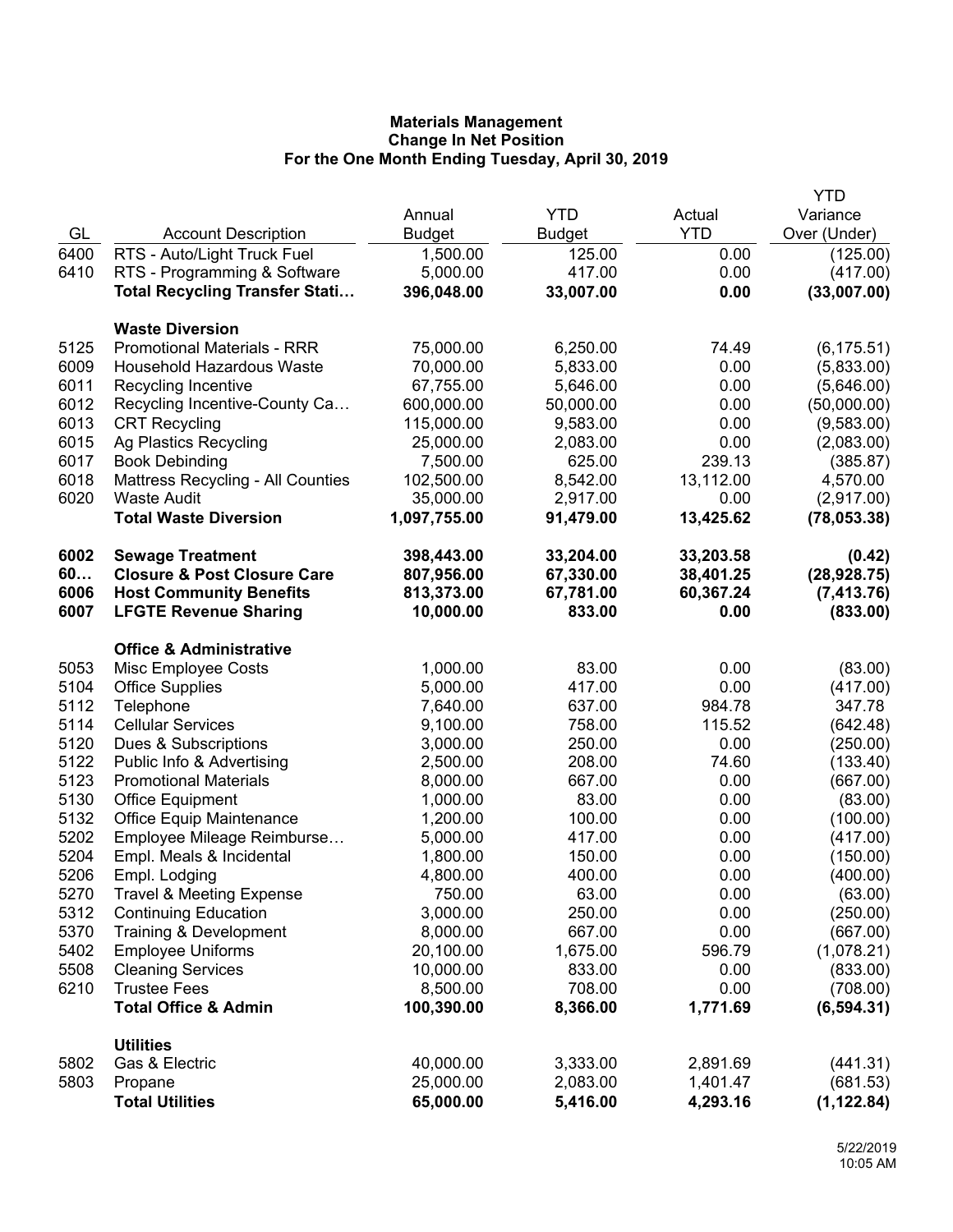**Materials Management**
**Change In Net Position**
**For the One Month Ending Tuesday, April 30, 2019**

| GL | Account Description | Annual Budget | YTD Budget | Actual YTD | YTD Variance Over (Under) |
|---|---|---|---|---|---|
| 6400 | RTS - Auto/Light Truck Fuel | 1,500.00 | 125.00 | 0.00 | (125.00) |
| 6410 | RTS - Programming & Software | 5,000.00 | 417.00 | 0.00 | (417.00) |
| | **Total Recycling Transfer Stati…** | **396,048.00** | **33,007.00** | **0.00** | **(33,007.00)** |
| | **Waste Diversion** | | | | |
| 5125 | Promotional Materials - RRR | 75,000.00 | 6,250.00 | 74.49 | (6,175.51) |
| 6009 | Household Hazardous Waste | 70,000.00 | 5,833.00 | 0.00 | (5,833.00) |
| 6011 | Recycling Incentive | 67,755.00 | 5,646.00 | 0.00 | (5,646.00) |
| 6012 | Recycling Incentive-County Ca… | 600,000.00 | 50,000.00 | 0.00 | (50,000.00) |
| 6013 | CRT Recycling | 115,000.00 | 9,583.00 | 0.00 | (9,583.00) |
| 6015 | Ag Plastics Recycling | 25,000.00 | 2,083.00 | 0.00 | (2,083.00) |
| 6017 | Book Debinding | 7,500.00 | 625.00 | 239.13 | (385.87) |
| 6018 | Mattress Recycling - All Counties | 102,500.00 | 8,542.00 | 13,112.00 | 4,570.00 |
| 6020 | Waste Audit | 35,000.00 | 2,917.00 | 0.00 | (2,917.00) |
| | **Total Waste Diversion** | **1,097,755.00** | **91,479.00** | **13,425.62** | **(78,053.38)** |
| **6002** | **Sewage Treatment** | **398,443.00** | **33,204.00** | **33,203.58** | **(0.42)** |
| **60…** | **Closure & Post Closure Care** | **807,956.00** | **67,330.00** | **38,401.25** | **(28,928.75)** |
| **6006** | **Host Community Benefits** | **813,373.00** | **67,781.00** | **60,367.24** | **(7,413.76)** |
| **6007** | **LFGTE Revenue Sharing** | **10,000.00** | **833.00** | **0.00** | **(833.00)** |
| | **Office & Administrative** | | | | |
| 5053 | Misc Employee Costs | 1,000.00 | 83.00 | 0.00 | (83.00) |
| 5104 | Office Supplies | 5,000.00 | 417.00 | 0.00 | (417.00) |
| 5112 | Telephone | 7,640.00 | 637.00 | 984.78 | 347.78 |
| 5114 | Cellular Services | 9,100.00 | 758.00 | 115.52 | (642.48) |
| 5120 | Dues & Subscriptions | 3,000.00 | 250.00 | 0.00 | (250.00) |
| 5122 | Public Info & Advertising | 2,500.00 | 208.00 | 74.60 | (133.40) |
| 5123 | Promotional Materials | 8,000.00 | 667.00 | 0.00 | (667.00) |
| 5130 | Office Equipment | 1,000.00 | 83.00 | 0.00 | (83.00) |
| 5132 | Office Equip Maintenance | 1,200.00 | 100.00 | 0.00 | (100.00) |
| 5202 | Employee Mileage Reimburse… | 5,000.00 | 417.00 | 0.00 | (417.00) |
| 5204 | Empl. Meals & Incidental | 1,800.00 | 150.00 | 0.00 | (150.00) |
| 5206 | Empl. Lodging | 4,800.00 | 400.00 | 0.00 | (400.00) |
| 5270 | Travel & Meeting Expense | 750.00 | 63.00 | 0.00 | (63.00) |
| 5312 | Continuing Education | 3,000.00 | 250.00 | 0.00 | (250.00) |
| 5370 | Training & Development | 8,000.00 | 667.00 | 0.00 | (667.00) |
| 5402 | Employee Uniforms | 20,100.00 | 1,675.00 | 596.79 | (1,078.21) |
| 5508 | Cleaning Services | 10,000.00 | 833.00 | 0.00 | (833.00) |
| 6210 | Trustee Fees | 8,500.00 | 708.00 | 0.00 | (708.00) |
| | **Total Office & Admin** | **100,390.00** | **8,366.00** | **1,771.69** | **(6,594.31)** |
| | **Utilities** | | | | |
| 5802 | Gas & Electric | 40,000.00 | 3,333.00 | 2,891.69 | (441.31) |
| 5803 | Propane | 25,000.00 | 2,083.00 | 1,401.47 | (681.53) |
| | **Total Utilities** | **65,000.00** | **5,416.00** | **4,293.16** | **(1,122.84)** |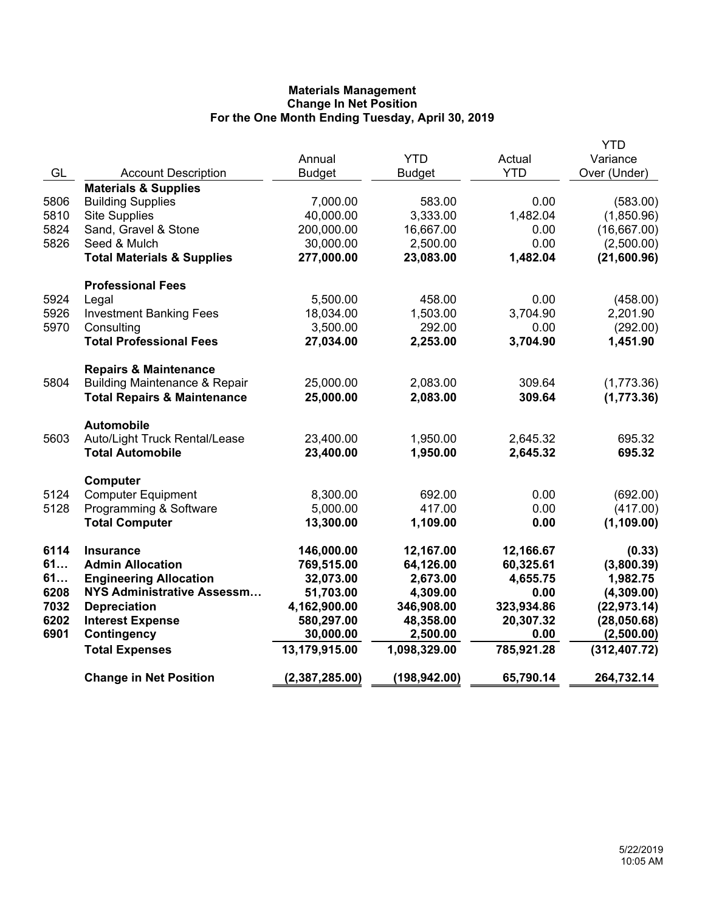**Materials Management**
**Change In Net Position**
**For the One Month Ending Tuesday, April 30, 2019**

| GL | Account Description | Annual Budget | YTD Budget | Actual YTD | YTD Variance Over (Under) |
|---|---|---|---|---|---|
| | **Materials & Supplies** | | | | |
| 5806 | Building Supplies | 7,000.00 | 583.00 | 0.00 | (583.00) |
| 5810 | Site Supplies | 40,000.00 | 3,333.00 | 1,482.04 | (1,850.96) |
| 5824 | Sand, Gravel & Stone | 200,000.00 | 16,667.00 | 0.00 | (16,667.00) |
| 5826 | Seed & Mulch | 30,000.00 | 2,500.00 | 0.00 | (2,500.00) |
| | **Total Materials & Supplies** | **277,000.00** | **23,083.00** | **1,482.04** | **(21,600.96)** |
| | **Professional Fees** | | | | |
| 5924 | Legal | 5,500.00 | 458.00 | 0.00 | (458.00) |
| 5926 | Investment Banking Fees | 18,034.00 | 1,503.00 | 3,704.90 | 2,201.90 |
| 5970 | Consulting | 3,500.00 | 292.00 | 0.00 | (292.00) |
| | **Total Professional Fees** | **27,034.00** | **2,253.00** | **3,704.90** | **1,451.90** |
| | **Repairs & Maintenance** | | | | |
| 5804 | Building Maintenance & Repair | 25,000.00 | 2,083.00 | 309.64 | (1,773.36) |
| | **Total Repairs & Maintenance** | **25,000.00** | **2,083.00** | **309.64** | **(1,773.36)** |
| | **Automobile** | | | | |
| 5603 | Auto/Light Truck Rental/Lease | 23,400.00 | 1,950.00 | 2,645.32 | 695.32 |
| | **Total Automobile** | **23,400.00** | **1,950.00** | **2,645.32** | **695.32** |
| | **Computer** | | | | |
| 5124 | Computer Equipment | 8,300.00 | 692.00 | 0.00 | (692.00) |
| 5128 | Programming & Software | 5,000.00 | 417.00 | 0.00 | (417.00) |
| | **Total Computer** | **13,300.00** | **1,109.00** | **0.00** | **(1,109.00)** |
| **6114** | **Insurance** | **146,000.00** | **12,167.00** | **12,166.67** | **(0.33)** |
| **61…** | **Admin Allocation** | **769,515.00** | **64,126.00** | **60,325.61** | **(3,800.39)** |
| **61…** | **Engineering Allocation** | **32,073.00** | **2,673.00** | **4,655.75** | **1,982.75** |
| **6208** | **NYS Administrative Assessm…** | **51,703.00** | **4,309.00** | **0.00** | **(4,309.00)** |
| **7032** | **Depreciation** | **4,162,900.00** | **346,908.00** | **323,934.86** | **(22,973.14)** |
| **6202** | **Interest Expense** | **580,297.00** | **48,358.00** | **20,307.32** | **(28,050.68)** |
| **6901** | **Contingency** | **30,000.00** | **2,500.00** | **0.00** | **(2,500.00)** |
| | **Total Expenses** | **13,179,915.00** | **1,098,329.00** | **785,921.28** | **(312,407.72)** |
| | **Change in Net Position** | **(2,387,285.00)** | **(198,942.00)** | **65,790.14** | **264,732.14** |

5/22/2019
10:05 AM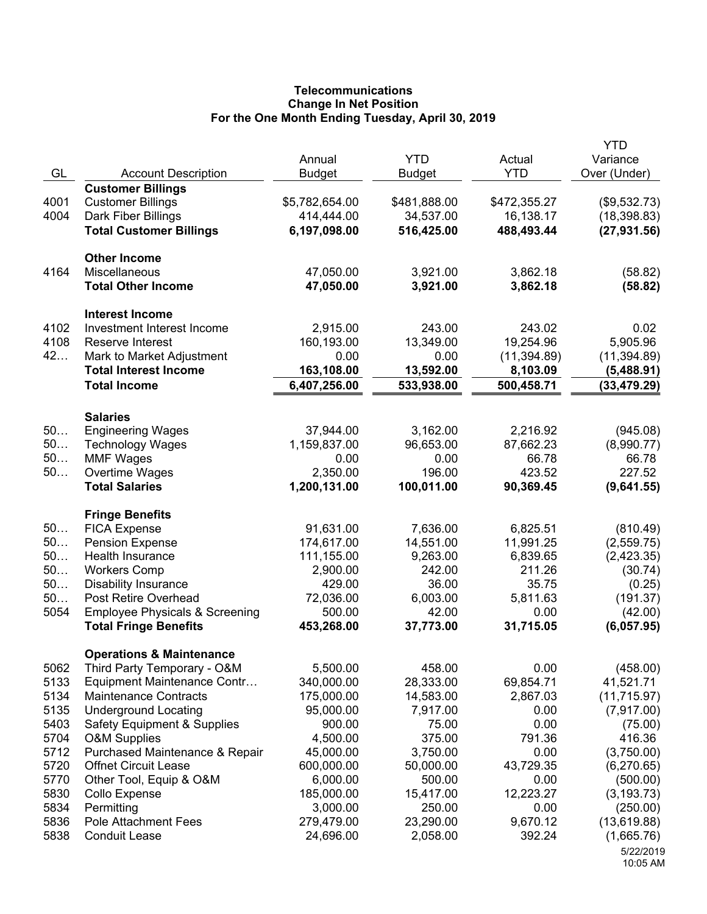**Telecommunications**
**Change In Net Position**
**For the One Month Ending Tuesday, April 30, 2019**

| GL | Account Description | Annual Budget | YTD Budget | Actual YTD | YTD Variance Over (Under) |
|---|---|---|---|---|---|
| | **Customer Billings** | | | | |
| 4001 | Customer Billings | $5,782,654.00 | $481,888.00 | $472,355.27 | ($9,532.73) |
| 4004 | Dark Fiber Billings | 414,444.00 | 34,537.00 | 16,138.17 | (18,398.83) |
| | **Total Customer Billings** | **6,197,098.00** | **516,425.00** | **488,493.44** | **(27,931.56)** |
| | **Other Income** | | | | |
| 4164 | Miscellaneous | 47,050.00 | 3,921.00 | 3,862.18 | (58.82) |
| | **Total Other Income** | **47,050.00** | **3,921.00** | **3,862.18** | **(58.82)** |
| | **Interest Income** | | | | |
| 4102 | Investment Interest Income | 2,915.00 | 243.00 | 243.02 | 0.02 |
| 4108 | Reserve Interest | 160,193.00 | 13,349.00 | 19,254.96 | 5,905.96 |
| 42… | Mark to Market Adjustment | 0.00 | 0.00 | (11,394.89) | (11,394.89) |
| | **Total Interest Income** | **163,108.00** | **13,592.00** | **8,103.09** | **(5,488.91)** |
| | **Total Income** | **6,407,256.00** | **533,938.00** | **500,458.71** | **(33,479.29)** |
| | **Salaries** | | | | |
| 50… | Engineering Wages | 37,944.00 | 3,162.00 | 2,216.92 | (945.08) |
| 50… | Technology Wages | 1,159,837.00 | 96,653.00 | 87,662.23 | (8,990.77) |
| 50… | MMF Wages | 0.00 | 0.00 | 66.78 | 66.78 |
| 50… | Overtime Wages | 2,350.00 | 196.00 | 423.52 | 227.52 |
| | **Total Salaries** | **1,200,131.00** | **100,011.00** | **90,369.45** | **(9,641.55)** |
| | **Fringe Benefits** | | | | |
| 50… | FICA Expense | 91,631.00 | 7,636.00 | 6,825.51 | (810.49) |
| 50… | Pension Expense | 174,617.00 | 14,551.00 | 11,991.25 | (2,559.75) |
| 50… | Health Insurance | 111,155.00 | 9,263.00 | 6,839.65 | (2,423.35) |
| 50… | Workers Comp | 2,900.00 | 242.00 | 211.26 | (30.74) |
| 50… | Disability Insurance | 429.00 | 36.00 | 35.75 | (0.25) |
| 50… | Post Retire Overhead | 72,036.00 | 6,003.00 | 5,811.63 | (191.37) |
| 5054 | Employee Physicals & Screening | 500.00 | 42.00 | 0.00 | (42.00) |
| | **Total Fringe Benefits** | **453,268.00** | **37,773.00** | **31,715.05** | **(6,057.95)** |
| | **Operations & Maintenance** | | | | |
| 5062 | Third Party Temporary - O&M | 5,500.00 | 458.00 | 0.00 | (458.00) |
| 5133 | Equipment Maintenance Contr… | 340,000.00 | 28,333.00 | 69,854.71 | 41,521.71 |
| 5134 | Maintenance Contracts | 175,000.00 | 14,583.00 | 2,867.03 | (11,715.97) |
| 5135 | Underground Locating | 95,000.00 | 7,917.00 | 0.00 | (7,917.00) |
| 5403 | Safety Equipment & Supplies | 900.00 | 75.00 | 0.00 | (75.00) |
| 5704 | O&M Supplies | 4,500.00 | 375.00 | 791.36 | 416.36 |
| 5712 | Purchased Maintenance & Repair | 45,000.00 | 3,750.00 | 0.00 | (3,750.00) |
| 5720 | Offnet Circuit Lease | 600,000.00 | 50,000.00 | 43,729.35 | (6,270.65) |
| 5770 | Other Tool, Equip & O&M | 6,000.00 | 500.00 | 0.00 | (500.00) |
| 5830 | Collo Expense | 185,000.00 | 15,417.00 | 12,223.27 | (3,193.73) |
| 5834 | Permitting | 3,000.00 | 250.00 | 0.00 | (250.00) |
| 5836 | Pole Attachment Fees | 279,479.00 | 23,290.00 | 9,670.12 | (13,619.88) |
| 5838 | Conduit Lease | 24,696.00 | 2,058.00 | 392.24 | (1,665.76) |

5/22/2019
10:05 AM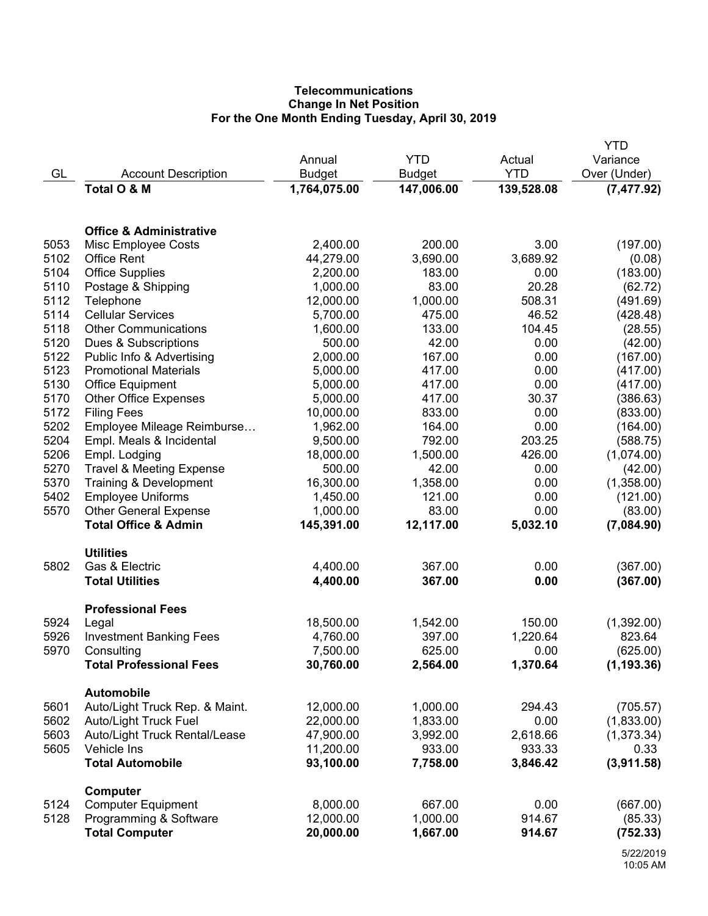**Telecommunications**
**Change In Net Position**
**For the One Month Ending Tuesday, April 30, 2019**

| GL | Account Description | Annual Budget | YTD Budget | Actual YTD | YTD Variance Over (Under) |
|---|---|---|---|---|---|
| | **Total O & M** | **1,764,075.00** | **147,006.00** | **139,528.08** | **(7,477.92)** |
| | | | | | |
| | **Office & Administrative** | | | | |
| 5053 | Misc Employee Costs | 2,400.00 | 200.00 | 3.00 | (197.00) |
| 5102 | Office Rent | 44,279.00 | 3,690.00 | 3,689.92 | (0.08) |
| 5104 | Office Supplies | 2,200.00 | 183.00 | 0.00 | (183.00) |
| 5110 | Postage & Shipping | 1,000.00 | 83.00 | 20.28 | (62.72) |
| 5112 | Telephone | 12,000.00 | 1,000.00 | 508.31 | (491.69) |
| 5114 | Cellular Services | 5,700.00 | 475.00 | 46.52 | (428.48) |
| 5118 | Other Communications | 1,600.00 | 133.00 | 104.45 | (28.55) |
| 5120 | Dues & Subscriptions | 500.00 | 42.00 | 0.00 | (42.00) |
| 5122 | Public Info & Advertising | 2,000.00 | 167.00 | 0.00 | (167.00) |
| 5123 | Promotional Materials | 5,000.00 | 417.00 | 0.00 | (417.00) |
| 5130 | Office Equipment | 5,000.00 | 417.00 | 0.00 | (417.00) |
| 5170 | Other Office Expenses | 5,000.00 | 417.00 | 30.37 | (386.63) |
| 5172 | Filing Fees | 10,000.00 | 833.00 | 0.00 | (833.00) |
| 5202 | Employee Mileage Reimburse… | 1,962.00 | 164.00 | 0.00 | (164.00) |
| 5204 | Empl. Meals & Incidental | 9,500.00 | 792.00 | 203.25 | (588.75) |
| 5206 | Empl. Lodging | 18,000.00 | 1,500.00 | 426.00 | (1,074.00) |
| 5270 | Travel & Meeting Expense | 500.00 | 42.00 | 0.00 | (42.00) |
| 5370 | Training & Development | 16,300.00 | 1,358.00 | 0.00 | (1,358.00) |
| 5402 | Employee Uniforms | 1,450.00 | 121.00 | 0.00 | (121.00) |
| 5570 | Other General Expense | 1,000.00 | 83.00 | 0.00 | (83.00) |
| | **Total Office & Admin** | **145,391.00** | **12,117.00** | **5,032.10** | **(7,084.90)** |
| | | | | | |
| | **Utilities** | | | | |
| 5802 | Gas & Electric | 4,400.00 | 367.00 | 0.00 | (367.00) |
| | **Total Utilities** | **4,400.00** | **367.00** | **0.00** | **(367.00)** |
| | | | | | |
| | **Professional Fees** | | | | |
| 5924 | Legal | 18,500.00 | 1,542.00 | 150.00 | (1,392.00) |
| 5926 | Investment Banking Fees | 4,760.00 | 397.00 | 1,220.64 | 823.64 |
| 5970 | Consulting | 7,500.00 | 625.00 | 0.00 | (625.00) |
| | **Total Professional Fees** | **30,760.00** | **2,564.00** | **1,370.64** | **(1,193.36)** |
| | | | | | |
| | **Automobile** | | | | |
| 5601 | Auto/Light Truck Rep. & Maint. | 12,000.00 | 1,000.00 | 294.43 | (705.57) |
| 5602 | Auto/Light Truck Fuel | 22,000.00 | 1,833.00 | 0.00 | (1,833.00) |
| 5603 | Auto/Light Truck Rental/Lease | 47,900.00 | 3,992.00 | 2,618.66 | (1,373.34) |
| 5605 | Vehicle Ins | 11,200.00 | 933.00 | 933.33 | 0.33 |
| | **Total Automobile** | **93,100.00** | **7,758.00** | **3,846.42** | **(3,911.58)** |
| | | | | | |
| | **Computer** | | | | |
| 5124 | Computer Equipment | 8,000.00 | 667.00 | 0.00 | (667.00) |
| 5128 | Programming & Software | 12,000.00 | 1,000.00 | 914.67 | (85.33) |
| | **Total Computer** | **20,000.00** | **1,667.00** | **914.67** | **(752.33)** |

5/22/2019
10:05 AM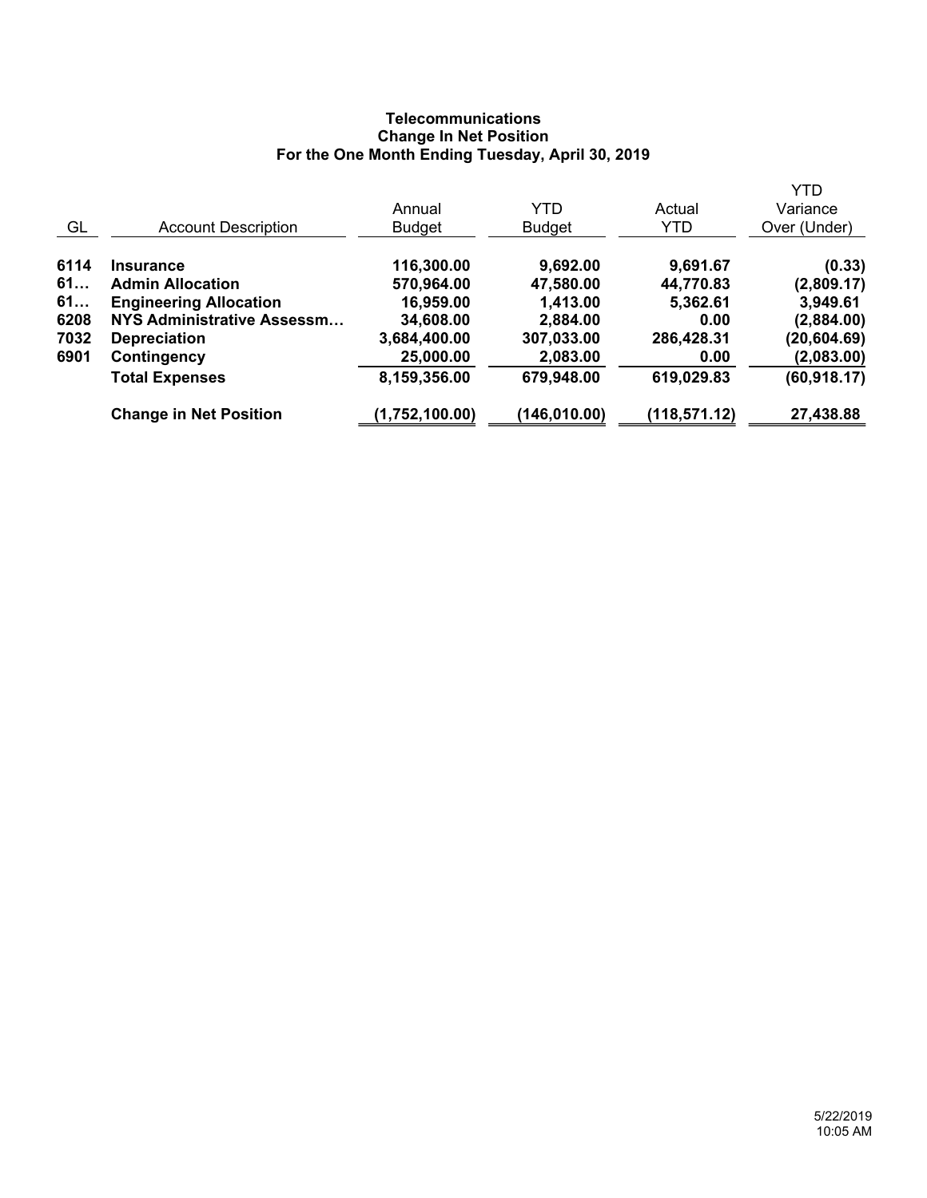**Telecommunications**
**Change In Net Position**
**For the One Month Ending Tuesday, April 30, 2019**

| GL | Account Description | Annual Budget | YTD Budget | Actual YTD | YTD Variance Over (Under) |
|---|---|---|---|---|---|
| **6114** | **Insurance** | **116,300.00** | **9,692.00** | **9,691.67** | **(0.33)** |
| **61…** | **Admin Allocation** | **570,964.00** | **47,580.00** | **44,770.83** | **(2,809.17)** |
| **61…** | **Engineering Allocation** | **16,959.00** | **1,413.00** | **5,362.61** | **3,949.61** |
| **6208** | **NYS Administrative Assessm…** | **34,608.00** | **2,884.00** | **0.00** | **(2,884.00)** |
| **7032** | **Depreciation** | **3,684,400.00** | **307,033.00** | **286,428.31** | **(20,604.69)** |
| **6901** | **Contingency** | **25,000.00** | **2,083.00** | **0.00** | **(2,083.00)** |
| | **Total Expenses** | **8,159,356.00** | **679,948.00** | **619,029.83** | **(60,918.17)** |
| | **Change in Net Position** | **(1,752,100.00)** | **(146,010.00)** | **(118,571.12)** | **27,438.88** |

5/22/2019
10:05 AM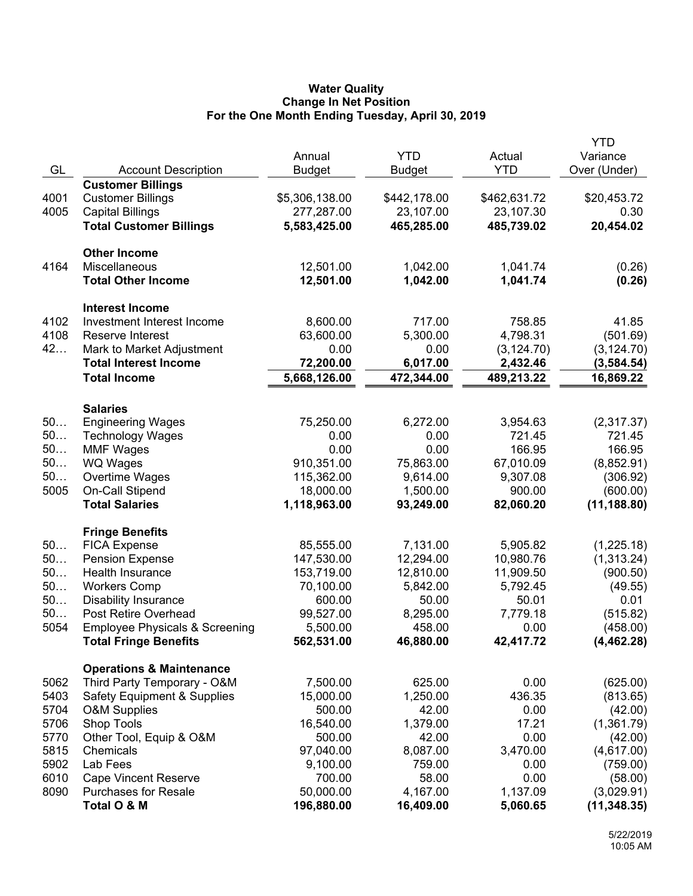**Water Quality**
**Change In Net Position**
**For the One Month Ending Tuesday, April 30, 2019**

| GL | Account Description | Annual Budget | YTD Budget | Actual YTD | YTD Variance Over (Under) |
|---|---|---|---|---|---|
| | **Customer Billings** | | | | |
| 4001 | Customer Billings | $5,306,138.00 | $442,178.00 | $462,631.72 | $20,453.72 |
| 4005 | Capital Billings | 277,287.00 | 23,107.00 | 23,107.30 | 0.30 |
| | **Total Customer Billings** | **5,583,425.00** | **465,285.00** | **485,739.02** | **20,454.02** |
| | **Other Income** | | | | |
| 4164 | Miscellaneous | 12,501.00 | 1,042.00 | 1,041.74 | (0.26) |
| | **Total Other Income** | **12,501.00** | **1,042.00** | **1,041.74** | **(0.26)** |
| | **Interest Income** | | | | |
| 4102 | Investment Interest Income | 8,600.00 | 717.00 | 758.85 | 41.85 |
| 4108 | Reserve Interest | 63,600.00 | 5,300.00 | 4,798.31 | (501.69) |
| 42… | Mark to Market Adjustment | 0.00 | 0.00 | (3,124.70) | (3,124.70) |
| | **Total Interest Income** | **72,200.00** | **6,017.00** | **2,432.46** | **(3,584.54)** |
| | **Total Income** | **5,668,126.00** | **472,344.00** | **489,213.22** | **16,869.22** |
| | **Salaries** | | | | |
| 50… | Engineering Wages | 75,250.00 | 6,272.00 | 3,954.63 | (2,317.37) |
| 50… | Technology Wages | 0.00 | 0.00 | 721.45 | 721.45 |
| 50… | MMF Wages | 0.00 | 0.00 | 166.95 | 166.95 |
| 50… | WQ Wages | 910,351.00 | 75,863.00 | 67,010.09 | (8,852.91) |
| 50… | Overtime Wages | 115,362.00 | 9,614.00 | 9,307.08 | (306.92) |
| 5005 | On-Call Stipend | 18,000.00 | 1,500.00 | 900.00 | (600.00) |
| | **Total Salaries** | **1,118,963.00** | **93,249.00** | **82,060.20** | **(11,188.80)** |
| | **Fringe Benefits** | | | | |
| 50… | FICA Expense | 85,555.00 | 7,131.00 | 5,905.82 | (1,225.18) |
| 50… | Pension Expense | 147,530.00 | 12,294.00 | 10,980.76 | (1,313.24) |
| 50… | Health Insurance | 153,719.00 | 12,810.00 | 11,909.50 | (900.50) |
| 50… | Workers Comp | 70,100.00 | 5,842.00 | 5,792.45 | (49.55) |
| 50… | Disability Insurance | 600.00 | 50.00 | 50.01 | 0.01 |
| 50… | Post Retire Overhead | 99,527.00 | 8,295.00 | 7,779.18 | (515.82) |
| 5054 | Employee Physicals & Screening | 5,500.00 | 458.00 | 0.00 | (458.00) |
| | **Total Fringe Benefits** | **562,531.00** | **46,880.00** | **42,417.72** | **(4,462.28)** |
| | **Operations & Maintenance** | | | | |
| 5062 | Third Party Temporary - O&M | 7,500.00 | 625.00 | 0.00 | (625.00) |
| 5403 | Safety Equipment & Supplies | 15,000.00 | 1,250.00 | 436.35 | (813.65) |
| 5704 | O&M Supplies | 500.00 | 42.00 | 0.00 | (42.00) |
| 5706 | Shop Tools | 16,540.00 | 1,379.00 | 17.21 | (1,361.79) |
| 5770 | Other Tool, Equip & O&M | 500.00 | 42.00 | 0.00 | (42.00) |
| 5815 | Chemicals | 97,040.00 | 8,087.00 | 3,470.00 | (4,617.00) |
| 5902 | Lab Fees | 9,100.00 | 759.00 | 0.00 | (759.00) |
| 6010 | Cape Vincent Reserve | 700.00 | 58.00 | 0.00 | (58.00) |
| 8090 | Purchases for Resale | 50,000.00 | 4,167.00 | 1,137.09 | (3,029.91) |
| | **Total O & M** | **196,880.00** | **16,409.00** | **5,060.65** | **(11,348.35)** |

5/22/2019
10:05 AM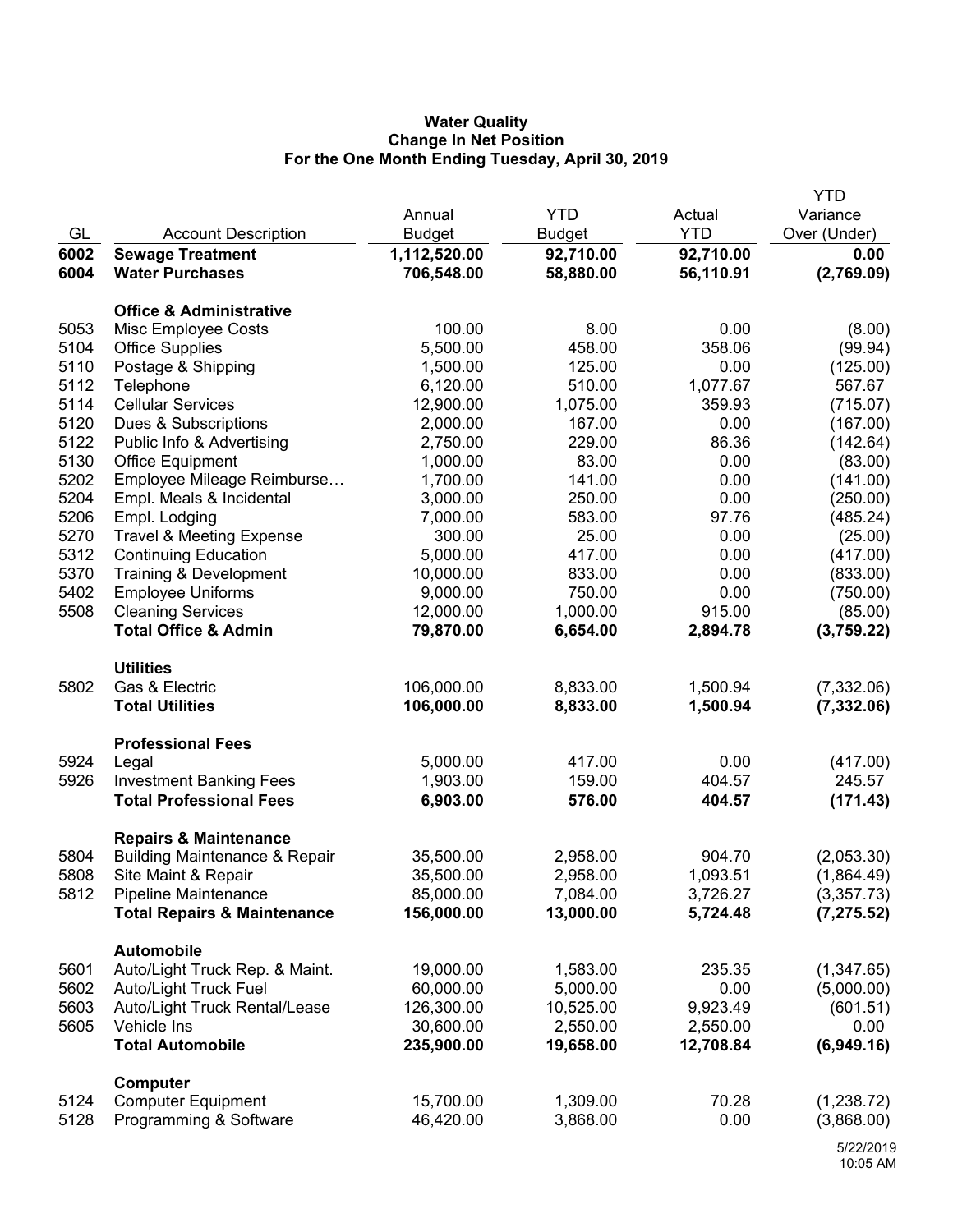**Water Quality**
**Change In Net Position**
**For the One Month Ending Tuesday, April 30, 2019**

| GL | Account Description | Annual Budget | YTD Budget | Actual YTD | YTD Variance Over (Under) |
|---|---|---|---|---|---|
| **6002** | **Sewage Treatment** | **1,112,520.00** | **92,710.00** | **92,710.00** | **0.00** |
| **6004** | **Water Purchases** | **706,548.00** | **58,880.00** | **56,110.91** | **(2,769.09)** |
| | **Office & Administrative** | | | | |
| 5053 | Misc Employee Costs | 100.00 | 8.00 | 0.00 | (8.00) |
| 5104 | Office Supplies | 5,500.00 | 458.00 | 358.06 | (99.94) |
| 5110 | Postage & Shipping | 1,500.00 | 125.00 | 0.00 | (125.00) |
| 5112 | Telephone | 6,120.00 | 510.00 | 1,077.67 | 567.67 |
| 5114 | Cellular Services | 12,900.00 | 1,075.00 | 359.93 | (715.07) |
| 5120 | Dues & Subscriptions | 2,000.00 | 167.00 | 0.00 | (167.00) |
| 5122 | Public Info & Advertising | 2,750.00 | 229.00 | 86.36 | (142.64) |
| 5130 | Office Equipment | 1,000.00 | 83.00 | 0.00 | (83.00) |
| 5202 | Employee Mileage Reimburse… | 1,700.00 | 141.00 | 0.00 | (141.00) |
| 5204 | Empl. Meals & Incidental | 3,000.00 | 250.00 | 0.00 | (250.00) |
| 5206 | Empl. Lodging | 7,000.00 | 583.00 | 97.76 | (485.24) |
| 5270 | Travel & Meeting Expense | 300.00 | 25.00 | 0.00 | (25.00) |
| 5312 | Continuing Education | 5,000.00 | 417.00 | 0.00 | (417.00) |
| 5370 | Training & Development | 10,000.00 | 833.00 | 0.00 | (833.00) |
| 5402 | Employee Uniforms | 9,000.00 | 750.00 | 0.00 | (750.00) |
| 5508 | Cleaning Services | 12,000.00 | 1,000.00 | 915.00 | (85.00) |
| | **Total Office & Admin** | **79,870.00** | **6,654.00** | **2,894.78** | **(3,759.22)** |
| | **Utilities** | | | | |
| 5802 | Gas & Electric | 106,000.00 | 8,833.00 | 1,500.94 | (7,332.06) |
| | **Total Utilities** | **106,000.00** | **8,833.00** | **1,500.94** | **(7,332.06)** |
| | **Professional Fees** | | | | |
| 5924 | Legal | 5,000.00 | 417.00 | 0.00 | (417.00) |
| 5926 | Investment Banking Fees | 1,903.00 | 159.00 | 404.57 | 245.57 |
| | **Total Professional Fees** | **6,903.00** | **576.00** | **404.57** | **(171.43)** |
| | **Repairs & Maintenance** | | | | |
| 5804 | Building Maintenance & Repair | 35,500.00 | 2,958.00 | 904.70 | (2,053.30) |
| 5808 | Site Maint & Repair | 35,500.00 | 2,958.00 | 1,093.51 | (1,864.49) |
| 5812 | Pipeline Maintenance | 85,000.00 | 7,084.00 | 3,726.27 | (3,357.73) |
| | **Total Repairs & Maintenance** | **156,000.00** | **13,000.00** | **5,724.48** | **(7,275.52)** |
| | **Automobile** | | | | |
| 5601 | Auto/Light Truck Rep. & Maint. | 19,000.00 | 1,583.00 | 235.35 | (1,347.65) |
| 5602 | Auto/Light Truck Fuel | 60,000.00 | 5,000.00 | 0.00 | (5,000.00) |
| 5603 | Auto/Light Truck Rental/Lease | 126,300.00 | 10,525.00 | 9,923.49 | (601.51) |
| 5605 | Vehicle Ins | 30,600.00 | 2,550.00 | 2,550.00 | 0.00 |
| | **Total Automobile** | **235,900.00** | **19,658.00** | **12,708.84** | **(6,949.16)** |
| | **Computer** | | | | |
| 5124 | Computer Equipment | 15,700.00 | 1,309.00 | 70.28 | (1,238.72) |
| 5128 | Programming & Software | 46,420.00 | 3,868.00 | 0.00 | (3,868.00) |

5/22/2019
10:05 AM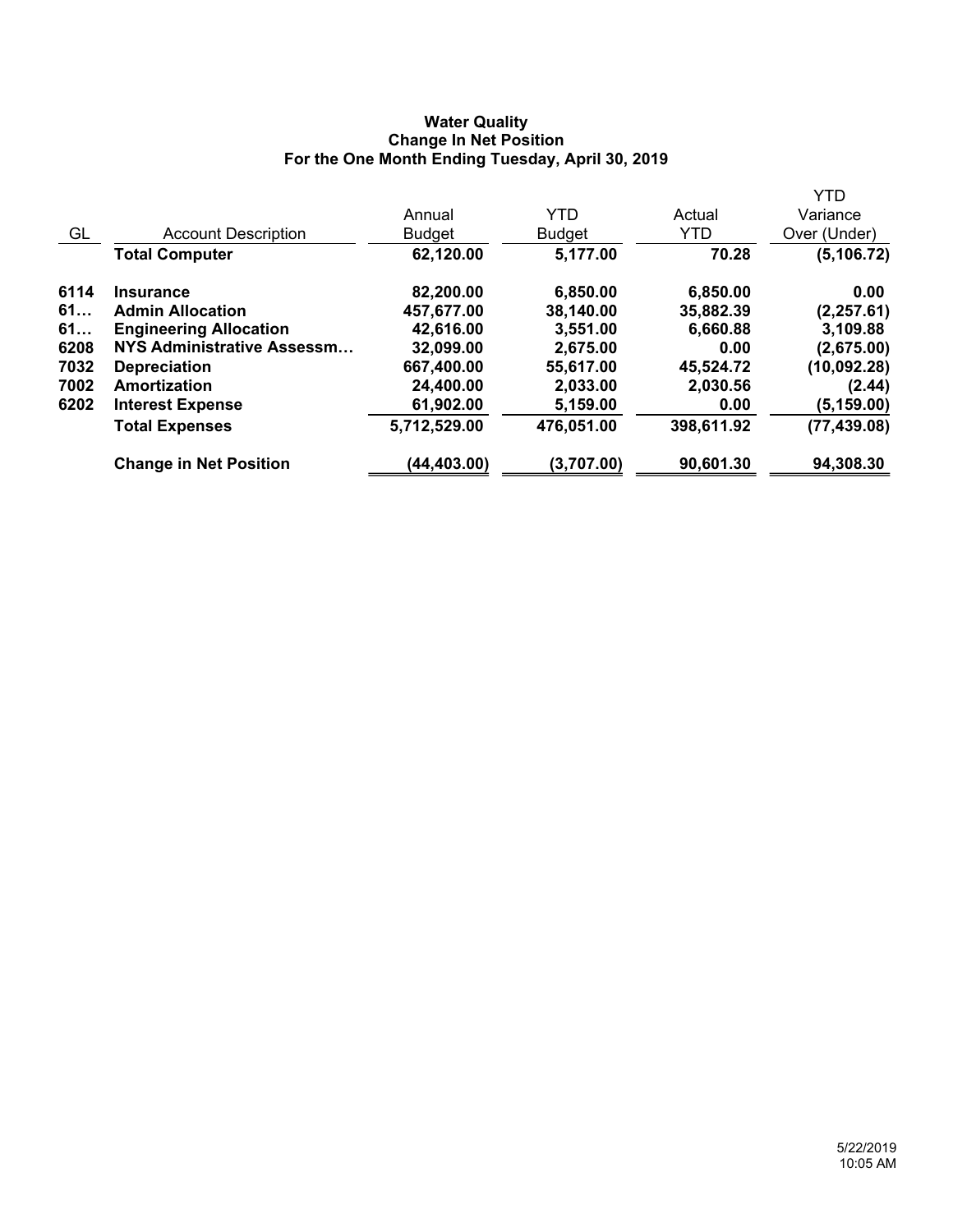**Water Quality**
**Change In Net Position**
**For the One Month Ending Tuesday, April 30, 2019**

| GL | Account Description | Annual Budget | YTD Budget | Actual YTD | YTD Variance Over (Under) |
|---|---|---|---|---|---|
| | **Total Computer** | **62,120.00** | **5,177.00** | **70.28** | **(5,106.72)** |
| **6114** | **Insurance** | **82,200.00** | **6,850.00** | **6,850.00** | **0.00** |
| **61…** | **Admin Allocation** | **457,677.00** | **38,140.00** | **35,882.39** | **(2,257.61)** |
| **61…** | **Engineering Allocation** | **42,616.00** | **3,551.00** | **6,660.88** | **3,109.88** |
| **6208** | **NYS Administrative Assessm…** | **32,099.00** | **2,675.00** | **0.00** | **(2,675.00)** |
| **7032** | **Depreciation** | **667,400.00** | **55,617.00** | **45,524.72** | **(10,092.28)** |
| **7002** | **Amortization** | **24,400.00** | **2,033.00** | **2,030.56** | **(2.44)** |
| **6202** | **Interest Expense** | **61,902.00** | **5,159.00** | **0.00** | **(5,159.00)** |
| | **Total Expenses** | **5,712,529.00** | **476,051.00** | **398,611.92** | **(77,439.08)** |
| | **Change in Net Position** | **(44,403.00)** | **(3,707.00)** | **90,601.30** | **94,308.30** |

5/22/2019
10:05 AM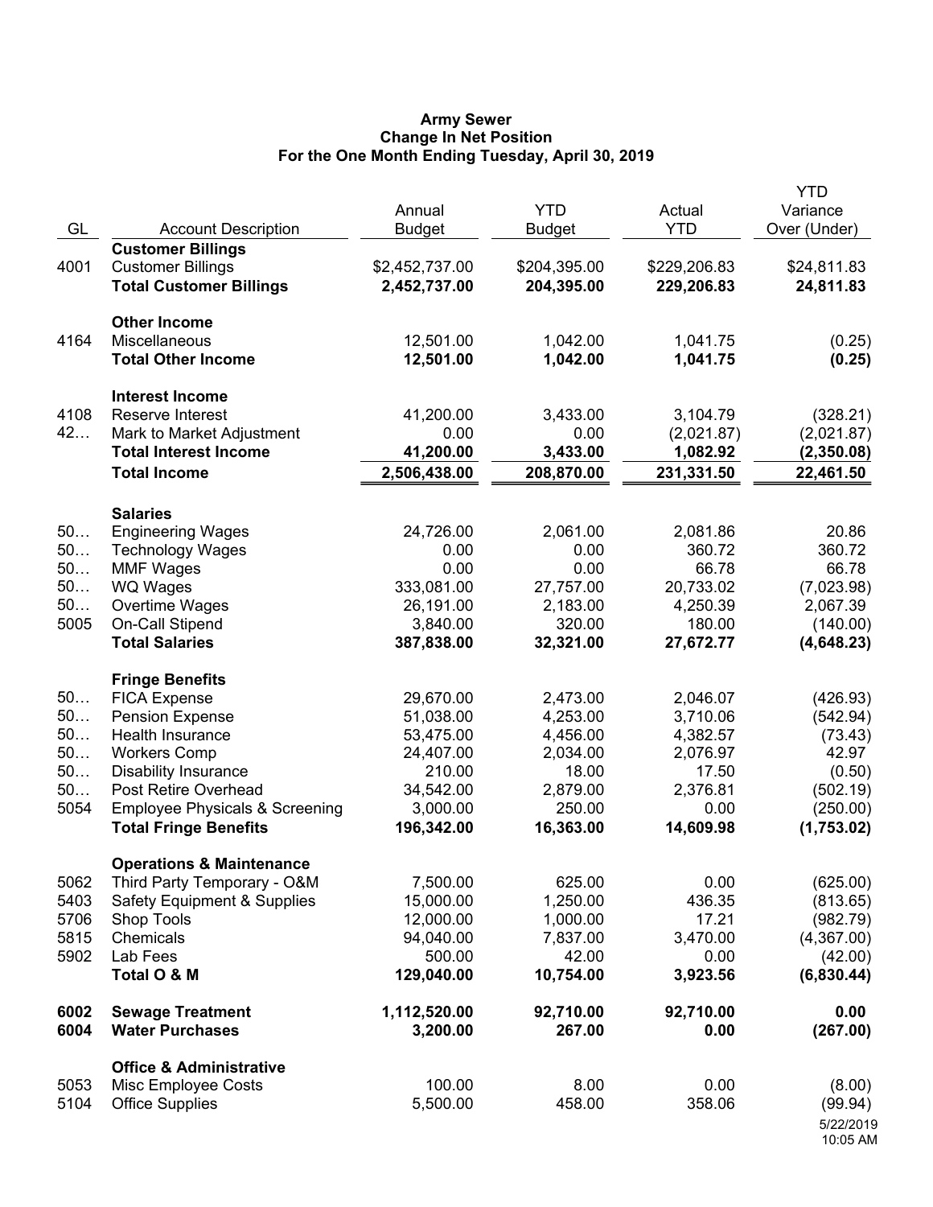# Army Sewer
## Change In Net Position
### For the One Month Ending Tuesday, April 30, 2019

| GL | Account Description | Annual Budget | YTD Budget | Actual YTD | YTD Variance Over (Under) |
|---|---|---|---|---|---|
| | **Customer Billings** | | | | |
| 4001 | Customer Billings | $2,452,737.00 | $204,395.00 | $229,206.83 | $24,811.83 |
| | **Total Customer Billings** | **2,452,737.00** | **204,395.00** | **229,206.83** | **24,811.83** |
| | **Other Income** | | | | |
| 4164 | Miscellaneous | 12,501.00 | 1,042.00 | 1,041.75 | (0.25) |
| | **Total Other Income** | **12,501.00** | **1,042.00** | **1,041.75** | **(0.25)** |
| | **Interest Income** | | | | |
| 4108 | Reserve Interest | 41,200.00 | 3,433.00 | 3,104.79 | (328.21) |
| 42… | Mark to Market Adjustment | 0.00 | 0.00 | (2,021.87) | (2,021.87) |
| | **Total Interest Income** | **41,200.00** | **3,433.00** | **1,082.92** | **(2,350.08)** |
| | **Total Income** | **2,506,438.00** | **208,870.00** | **231,331.50** | **22,461.50** |
| | **Salaries** | | | | |
| 50… | Engineering Wages | 24,726.00 | 2,061.00 | 2,081.86 | 20.86 |
| 50… | Technology Wages | 0.00 | 0.00 | 360.72 | 360.72 |
| 50… | MMF Wages | 0.00 | 0.00 | 66.78 | 66.78 |
| 50… | WQ Wages | 333,081.00 | 27,757.00 | 20,733.02 | (7,023.98) |
| 50… | Overtime Wages | 26,191.00 | 2,183.00 | 4,250.39 | 2,067.39 |
| 5005 | On-Call Stipend | 3,840.00 | 320.00 | 180.00 | (140.00) |
| | **Total Salaries** | **387,838.00** | **32,321.00** | **27,672.77** | **(4,648.23)** |
| | **Fringe Benefits** | | | | |
| 50… | FICA Expense | 29,670.00 | 2,473.00 | 2,046.07 | (426.93) |
| 50… | Pension Expense | 51,038.00 | 4,253.00 | 3,710.06 | (542.94) |
| 50… | Health Insurance | 53,475.00 | 4,456.00 | 4,382.57 | (73.43) |
| 50… | Workers Comp | 24,407.00 | 2,034.00 | 2,076.97 | 42.97 |
| 50… | Disability Insurance | 210.00 | 18.00 | 17.50 | (0.50) |
| 50… | Post Retire Overhead | 34,542.00 | 2,879.00 | 2,376.81 | (502.19) |
| 5054 | Employee Physicals & Screening | 3,000.00 | 250.00 | 0.00 | (250.00) |
| | **Total Fringe Benefits** | **196,342.00** | **16,363.00** | **14,609.98** | **(1,753.02)** |
| | **Operations & Maintenance** | | | | |
| 5062 | Third Party Temporary - O&M | 7,500.00 | 625.00 | 0.00 | (625.00) |
| 5403 | Safety Equipment & Supplies | 15,000.00 | 1,250.00 | 436.35 | (813.65) |
| 5706 | Shop Tools | 12,000.00 | 1,000.00 | 17.21 | (982.79) |
| 5815 | Chemicals | 94,040.00 | 7,837.00 | 3,470.00 | (4,367.00) |
| 5902 | Lab Fees | 500.00 | 42.00 | 0.00 | (42.00) |
| | **Total O & M** | **129,040.00** | **10,754.00** | **3,923.56** | **(6,830.44)** |
| **6002** | **Sewage Treatment** | **1,112,520.00** | **92,710.00** | **92,710.00** | **0.00** |
| **6004** | **Water Purchases** | **3,200.00** | **267.00** | **0.00** | **(267.00)** |
| | **Office & Administrative** | | | | |
| 5053 | Misc Employee Costs | 100.00 | 8.00 | 0.00 | (8.00) |
| 5104 | Office Supplies | 5,500.00 | 458.00 | 358.06 | (99.94) |

5/22/2019
10:05 AM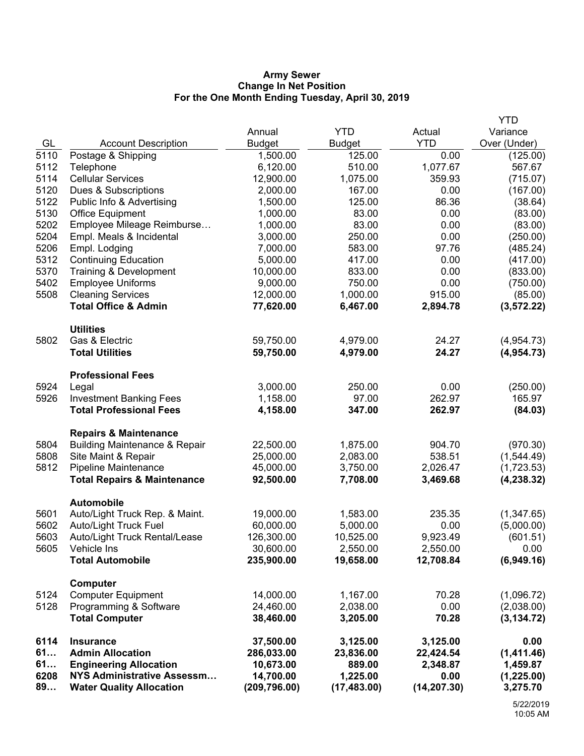**Army Sewer**
**Change In Net Position**
**For the One Month Ending Tuesday, April 30, 2019**

| GL | Account Description | Annual Budget | YTD Budget | Actual YTD | YTD Variance Over (Under) |
|---|---|---|---|---|---|
| 5110 | Postage & Shipping | 1,500.00 | 125.00 | 0.00 | (125.00) |
| 5112 | Telephone | 6,120.00 | 510.00 | 1,077.67 | 567.67 |
| 5114 | Cellular Services | 12,900.00 | 1,075.00 | 359.93 | (715.07) |
| 5120 | Dues & Subscriptions | 2,000.00 | 167.00 | 0.00 | (167.00) |
| 5122 | Public Info & Advertising | 1,500.00 | 125.00 | 86.36 | (38.64) |
| 5130 | Office Equipment | 1,000.00 | 83.00 | 0.00 | (83.00) |
| 5202 | Employee Mileage Reimburse… | 1,000.00 | 83.00 | 0.00 | (83.00) |
| 5204 | Empl. Meals & Incidental | 3,000.00 | 250.00 | 0.00 | (250.00) |
| 5206 | Empl. Lodging | 7,000.00 | 583.00 | 97.76 | (485.24) |
| 5312 | Continuing Education | 5,000.00 | 417.00 | 0.00 | (417.00) |
| 5370 | Training & Development | 10,000.00 | 833.00 | 0.00 | (833.00) |
| 5402 | Employee Uniforms | 9,000.00 | 750.00 | 0.00 | (750.00) |
| 5508 | Cleaning Services | 12,000.00 | 1,000.00 | 915.00 | (85.00) |
| | **Total Office & Admin** | **77,620.00** | **6,467.00** | **2,894.78** | **(3,572.22)** |
| | **Utilities** | | | | |
| 5802 | Gas & Electric | 59,750.00 | 4,979.00 | 24.27 | (4,954.73) |
| | **Total Utilities** | **59,750.00** | **4,979.00** | **24.27** | **(4,954.73)** |
| | **Professional Fees** | | | | |
| 5924 | Legal | 3,000.00 | 250.00 | 0.00 | (250.00) |
| 5926 | Investment Banking Fees | 1,158.00 | 97.00 | 262.97 | 165.97 |
| | **Total Professional Fees** | **4,158.00** | **347.00** | **262.97** | **(84.03)** |
| | **Repairs & Maintenance** | | | | |
| 5804 | Building Maintenance & Repair | 22,500.00 | 1,875.00 | 904.70 | (970.30) |
| 5808 | Site Maint & Repair | 25,000.00 | 2,083.00 | 538.51 | (1,544.49) |
| 5812 | Pipeline Maintenance | 45,000.00 | 3,750.00 | 2,026.47 | (1,723.53) |
| | **Total Repairs & Maintenance** | **92,500.00** | **7,708.00** | **3,469.68** | **(4,238.32)** |
| | **Automobile** | | | | |
| 5601 | Auto/Light Truck Rep. & Maint. | 19,000.00 | 1,583.00 | 235.35 | (1,347.65) |
| 5602 | Auto/Light Truck Fuel | 60,000.00 | 5,000.00 | 0.00 | (5,000.00) |
| 5603 | Auto/Light Truck Rental/Lease | 126,300.00 | 10,525.00 | 9,923.49 | (601.51) |
| 5605 | Vehicle Ins | 30,600.00 | 2,550.00 | 2,550.00 | 0.00 |
| | **Total Automobile** | **235,900.00** | **19,658.00** | **12,708.84** | **(6,949.16)** |
| | **Computer** | | | | |
| 5124 | Computer Equipment | 14,000.00 | 1,167.00 | 70.28 | (1,096.72) |
| 5128 | Programming & Software | 24,460.00 | 2,038.00 | 0.00 | (2,038.00) |
| | **Total Computer** | **38,460.00** | **3,205.00** | **70.28** | **(3,134.72)** |
| **6114** | **Insurance** | **37,500.00** | **3,125.00** | **3,125.00** | **0.00** |
| **61…** | **Admin Allocation** | **286,033.00** | **23,836.00** | **22,424.54** | **(1,411.46)** |
| **61…** | **Engineering Allocation** | **10,673.00** | **889.00** | **2,348.87** | **1,459.87** |
| **6208** | **NYS Administrative Assessm…** | **14,700.00** | **1,225.00** | **0.00** | **(1,225.00)** |
| **89…** | **Water Quality Allocation** | **(209,796.00)** | **(17,483.00)** | **(14,207.30)** | **3,275.70** |

5/22/2019
10:05 AM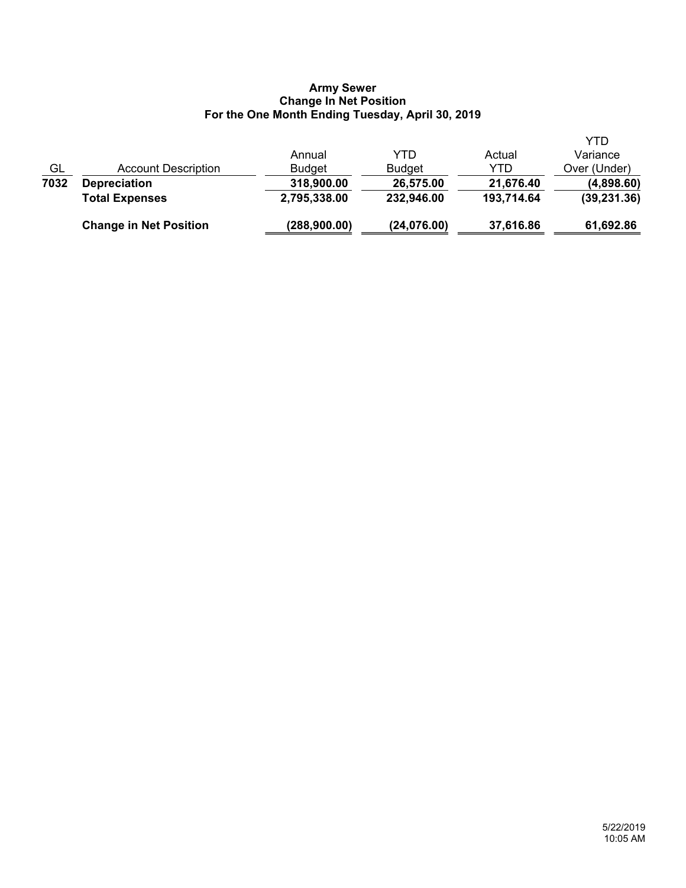**Army Sewer**
**Change In Net Position**
**For the One Month Ending Tuesday, April 30, 2019**

| GL | Account Description | Annual Budget | YTD Budget | Actual YTD | YTD Variance Over (Under) |
|---|---|---|---|---|---|
| **7032** | **Depreciation** | **318,900.00** | **26,575.00** | **21,676.40** | **(4,898.60)** |
| | **Total Expenses** | **2,795,338.00** | **232,946.00** | **193,714.64** | **(39,231.36)** |
| | **Change in Net Position** | **(288,900.00)** | **(24,076.00)** | **37,616.86** | **61,692.86** |

5/22/2019
10:05 AM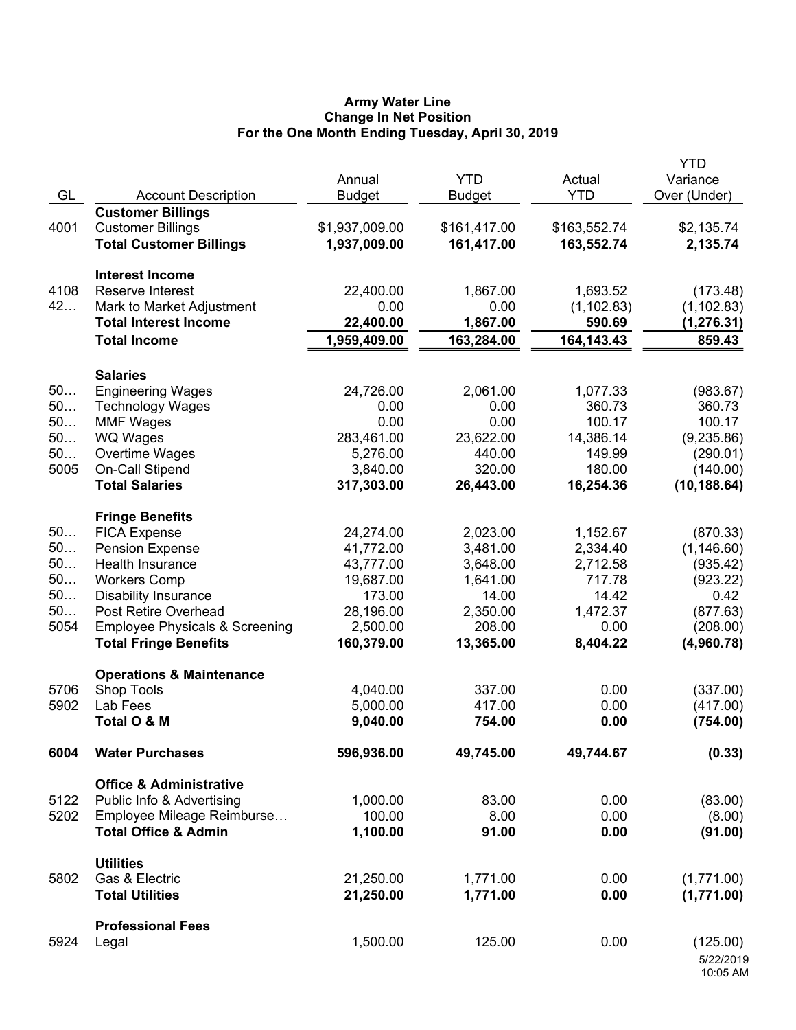**Army Water Line**
**Change In Net Position**
**For the One Month Ending Tuesday, April 30, 2019**

| GL | Account Description | Annual Budget | YTD Budget | Actual YTD | YTD Variance Over (Under) |
|---|---|---|---|---|---|
| | **Customer Billings** | | | | |
| 4001 | Customer Billings | $1,937,009.00 | $161,417.00 | $163,552.74 | $2,135.74 |
| | **Total Customer Billings** | **1,937,009.00** | **161,417.00** | **163,552.74** | **2,135.74** |
| | **Interest Income** | | | | |
| 4108 | Reserve Interest | 22,400.00 | 1,867.00 | 1,693.52 | (173.48) |
| 42… | Mark to Market Adjustment | 0.00 | 0.00 | (1,102.83) | (1,102.83) |
| | **Total Interest Income** | **22,400.00** | **1,867.00** | **590.69** | **(1,276.31)** |
| | **Total Income** | **1,959,409.00** | **163,284.00** | **164,143.43** | **859.43** |
| | **Salaries** | | | | |
| 50… | Engineering Wages | 24,726.00 | 2,061.00 | 1,077.33 | (983.67) |
| 50… | Technology Wages | 0.00 | 0.00 | 360.73 | 360.73 |
| 50… | MMF Wages | 0.00 | 0.00 | 100.17 | 100.17 |
| 50… | WQ Wages | 283,461.00 | 23,622.00 | 14,386.14 | (9,235.86) |
| 50… | Overtime Wages | 5,276.00 | 440.00 | 149.99 | (290.01) |
| 5005 | On-Call Stipend | 3,840.00 | 320.00 | 180.00 | (140.00) |
| | **Total Salaries** | **317,303.00** | **26,443.00** | **16,254.36** | **(10,188.64)** |
| | **Fringe Benefits** | | | | |
| 50… | FICA Expense | 24,274.00 | 2,023.00 | 1,152.67 | (870.33) |
| 50… | Pension Expense | 41,772.00 | 3,481.00 | 2,334.40 | (1,146.60) |
| 50… | Health Insurance | 43,777.00 | 3,648.00 | 2,712.58 | (935.42) |
| 50… | Workers Comp | 19,687.00 | 1,641.00 | 717.78 | (923.22) |
| 50… | Disability Insurance | 173.00 | 14.00 | 14.42 | 0.42 |
| 50… | Post Retire Overhead | 28,196.00 | 2,350.00 | 1,472.37 | (877.63) |
| 5054 | Employee Physicals & Screening | 2,500.00 | 208.00 | 0.00 | (208.00) |
| | **Total Fringe Benefits** | **160,379.00** | **13,365.00** | **8,404.22** | **(4,960.78)** |
| | **Operations & Maintenance** | | | | |
| 5706 | Shop Tools | 4,040.00 | 337.00 | 0.00 | (337.00) |
| 5902 | Lab Fees | 5,000.00 | 417.00 | 0.00 | (417.00) |
| | **Total O & M** | **9,040.00** | **754.00** | **0.00** | **(754.00)** |
| **6004** | **Water Purchases** | **596,936.00** | **49,745.00** | **49,744.67** | **(0.33)** |
| | **Office & Administrative** | | | | |
| 5122 | Public Info & Advertising | 1,000.00 | 83.00 | 0.00 | (83.00) |
| 5202 | Employee Mileage Reimburse… | 100.00 | 8.00 | 0.00 | (8.00) |
| | **Total Office & Admin** | **1,100.00** | **91.00** | **0.00** | **(91.00)** |
| | **Utilities** | | | | |
| 5802 | Gas & Electric | 21,250.00 | 1,771.00 | 0.00 | (1,771.00) |
| | **Total Utilities** | **21,250.00** | **1,771.00** | **0.00** | **(1,771.00)** |
| | **Professional Fees** | | | | |
| 5924 | Legal | 1,500.00 | 125.00 | 0.00 | (125.00) |

5/22/2019
10:05 AM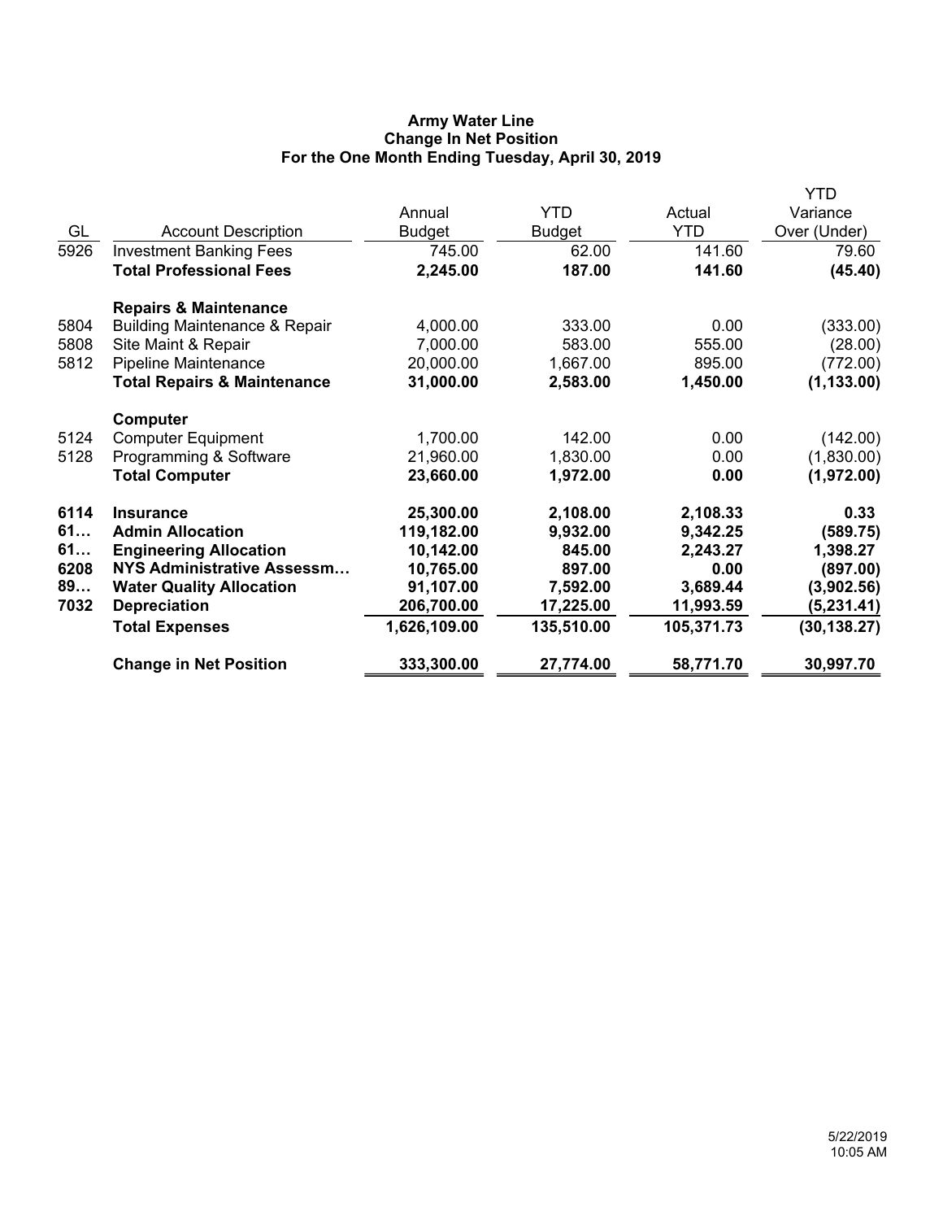**Army Water Line**
**Change In Net Position**
**For the One Month Ending Tuesday, April 30, 2019**

| GL | Account Description | Annual Budget | YTD Budget | Actual YTD | YTD Variance Over (Under) |
|---|---|---|---|---|---|
| 5926 | Investment Banking Fees | 745.00 | 62.00 | 141.60 | 79.60 |
| | **Total Professional Fees** | **2,245.00** | **187.00** | **141.60** | **(45.40)** |
| | **Repairs & Maintenance** | | | | |
| 5804 | Building Maintenance & Repair | 4,000.00 | 333.00 | 0.00 | (333.00) |
| 5808 | Site Maint & Repair | 7,000.00 | 583.00 | 555.00 | (28.00) |
| 5812 | Pipeline Maintenance | 20,000.00 | 1,667.00 | 895.00 | (772.00) |
| | **Total Repairs & Maintenance** | **31,000.00** | **2,583.00** | **1,450.00** | **(1,133.00)** |
| | **Computer** | | | | |
| 5124 | Computer Equipment | 1,700.00 | 142.00 | 0.00 | (142.00) |
| 5128 | Programming & Software | 21,960.00 | 1,830.00 | 0.00 | (1,830.00) |
| | **Total Computer** | **23,660.00** | **1,972.00** | **0.00** | **(1,972.00)** |
| **6114** | **Insurance** | **25,300.00** | **2,108.00** | **2,108.33** | **0.33** |
| **61…** | **Admin Allocation** | **119,182.00** | **9,932.00** | **9,342.25** | **(589.75)** |
| **61…** | **Engineering Allocation** | **10,142.00** | **845.00** | **2,243.27** | **1,398.27** |
| **6208** | **NYS Administrative Assessm…** | **10,765.00** | **897.00** | **0.00** | **(897.00)** |
| **89…** | **Water Quality Allocation** | **91,107.00** | **7,592.00** | **3,689.44** | **(3,902.56)** |
| **7032** | **Depreciation** | **206,700.00** | **17,225.00** | **11,993.59** | **(5,231.41)** |
| | **Total Expenses** | **1,626,109.00** | **135,510.00** | **105,371.73** | **(30,138.27)** |
| | **Change in Net Position** | **333,300.00** | **27,774.00** | **58,771.70** | **30,997.70** |

5/22/2019
10:05 AM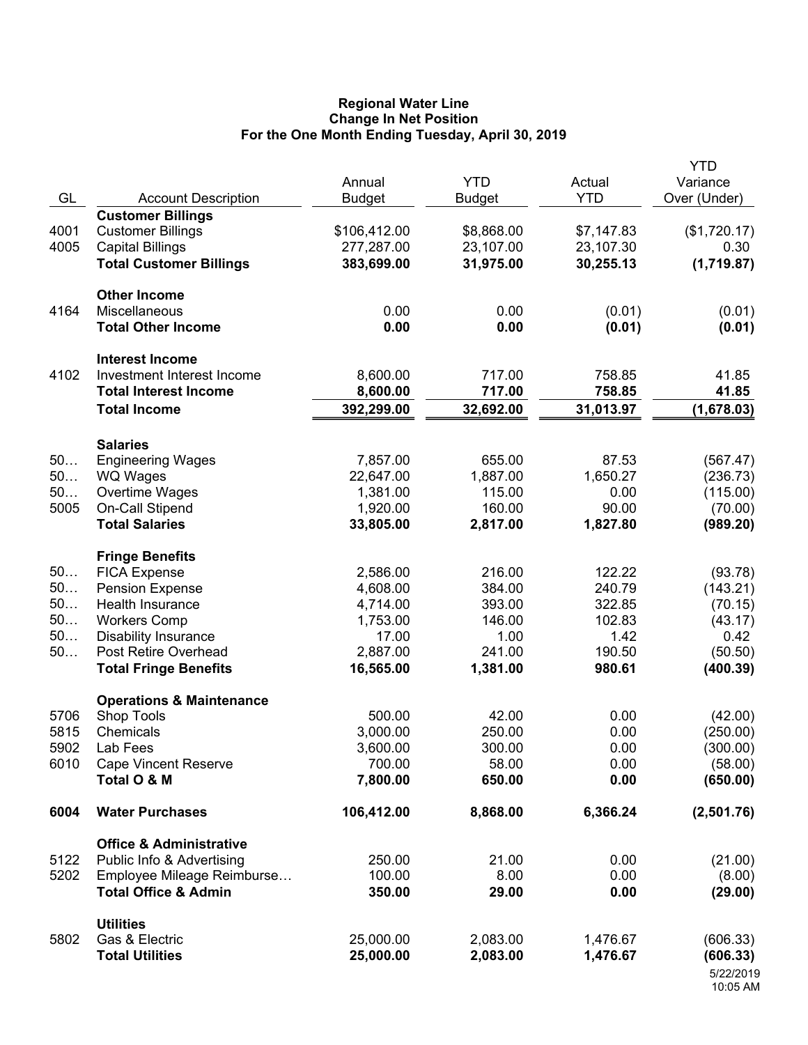# Regional Water Line
## Change In Net Position
### For the One Month Ending Tuesday, April 30, 2019

| GL | Account Description | Annual Budget | YTD Budget | Actual YTD | YTD Variance Over (Under) |
|---|---|---|---|---|---|
| | **Customer Billings** | | | | |
| 4001 | Customer Billings | $106,412.00 | $8,868.00 | $7,147.83 | ($1,720.17) |
| 4005 | Capital Billings | 277,287.00 | 23,107.00 | 23,107.30 | 0.30 |
| | **Total Customer Billings** | **383,699.00** | **31,975.00** | **30,255.13** | **(1,719.87)** |
| | **Other Income** | | | | |
| 4164 | Miscellaneous | 0.00 | 0.00 | (0.01) | (0.01) |
| | **Total Other Income** | **0.00** | **0.00** | **(0.01)** | **(0.01)** |
| | **Interest Income** | | | | |
| 4102 | Investment Interest Income | 8,600.00 | 717.00 | 758.85 | 41.85 |
| | **Total Interest Income** | **8,600.00** | **717.00** | **758.85** | **41.85** |
| | **Total Income** | **392,299.00** | **32,692.00** | **31,013.97** | **(1,678.03)** |
| | **Salaries** | | | | |
| 50… | Engineering Wages | 7,857.00 | 655.00 | 87.53 | (567.47) |
| 50… | WQ Wages | 22,647.00 | 1,887.00 | 1,650.27 | (236.73) |
| 50… | Overtime Wages | 1,381.00 | 115.00 | 0.00 | (115.00) |
| 5005 | On-Call Stipend | 1,920.00 | 160.00 | 90.00 | (70.00) |
| | **Total Salaries** | **33,805.00** | **2,817.00** | **1,827.80** | **(989.20)** |
| | **Fringe Benefits** | | | | |
| 50… | FICA Expense | 2,586.00 | 216.00 | 122.22 | (93.78) |
| 50… | Pension Expense | 4,608.00 | 384.00 | 240.79 | (143.21) |
| 50… | Health Insurance | 4,714.00 | 393.00 | 322.85 | (70.15) |
| 50… | Workers Comp | 1,753.00 | 146.00 | 102.83 | (43.17) |
| 50… | Disability Insurance | 17.00 | 1.00 | 1.42 | 0.42 |
| 50… | Post Retire Overhead | 2,887.00 | 241.00 | 190.50 | (50.50) |
| | **Total Fringe Benefits** | **16,565.00** | **1,381.00** | **980.61** | **(400.39)** |
| | **Operations & Maintenance** | | | | |
| 5706 | Shop Tools | 500.00 | 42.00 | 0.00 | (42.00) |
| 5815 | Chemicals | 3,000.00 | 250.00 | 0.00 | (250.00) |
| 5902 | Lab Fees | 3,600.00 | 300.00 | 0.00 | (300.00) |
| 6010 | Cape Vincent Reserve | 700.00 | 58.00 | 0.00 | (58.00) |
| | **Total O & M** | **7,800.00** | **650.00** | **0.00** | **(650.00)** |
| **6004** | **Water Purchases** | **106,412.00** | **8,868.00** | **6,366.24** | **(2,501.76)** |
| | **Office & Administrative** | | | | |
| 5122 | Public Info & Advertising | 250.00 | 21.00 | 0.00 | (21.00) |
| 5202 | Employee Mileage Reimburse… | 100.00 | 8.00 | 0.00 | (8.00) |
| | **Total Office & Admin** | **350.00** | **29.00** | **0.00** | **(29.00)** |
| | **Utilities** | | | | |
| 5802 | Gas & Electric | 25,000.00 | 2,083.00 | 1,476.67 | (606.33) |
| | **Total Utilities** | **25,000.00** | **2,083.00** | **1,476.67** | **(606.33)** |

5/22/2019
10:05 AM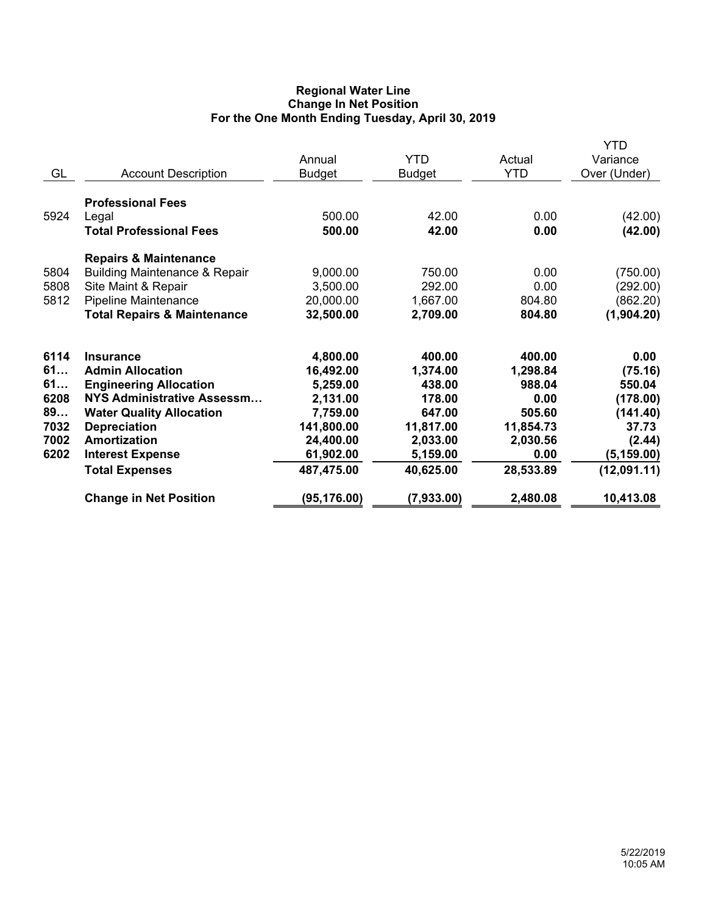**Regional Water Line**
**Change In Net Position**
**For the One Month Ending Tuesday, April 30, 2019**

| GL | Account Description | Annual Budget | YTD Budget | Actual YTD | YTD Variance Over (Under) |
|---|---|---|---|---|---|
| | **Professional Fees** | | | | |
| 5924 | Legal | 500.00 | 42.00 | 0.00 | (42.00) |
| | **Total Professional Fees** | **500.00** | **42.00** | **0.00** | **(42.00)** |
| | **Repairs & Maintenance** | | | | |
| 5804 | Building Maintenance & Repair | 9,000.00 | 750.00 | 0.00 | (750.00) |
| 5808 | Site Maint & Repair | 3,500.00 | 292.00 | 0.00 | (292.00) |
| 5812 | Pipeline Maintenance | 20,000.00 | 1,667.00 | 804.80 | (862.20) |
| | **Total Repairs & Maintenance** | **32,500.00** | **2,709.00** | **804.80** | **(1,904.20)** |
| **6114** | **Insurance** | **4,800.00** | **400.00** | **400.00** | **0.00** |
| **61…** | **Admin Allocation** | **16,492.00** | **1,374.00** | **1,298.84** | **(75.16)** |
| **61…** | **Engineering Allocation** | **5,259.00** | **438.00** | **988.04** | **550.04** |
| **6208** | **NYS Administrative Assessm…** | **2,131.00** | **178.00** | **0.00** | **(178.00)** |
| **89…** | **Water Quality Allocation** | **7,759.00** | **647.00** | **505.60** | **(141.40)** |
| **7032** | **Depreciation** | **141,800.00** | **11,817.00** | **11,854.73** | **37.73** |
| **7002** | **Amortization** | **24,400.00** | **2,033.00** | **2,030.56** | **(2.44)** |
| **6202** | **Interest Expense** | **61,902.00** | **5,159.00** | **0.00** | **(5,159.00)** |
| | **Total Expenses** | **487,475.00** | **40,625.00** | **28,533.89** | **(12,091.11)** |
| | **Change in Net Position** | **(95,176.00)** | **(7,933.00)** | **2,480.08** | **10,413.08** |

5/22/2019
10:05 AM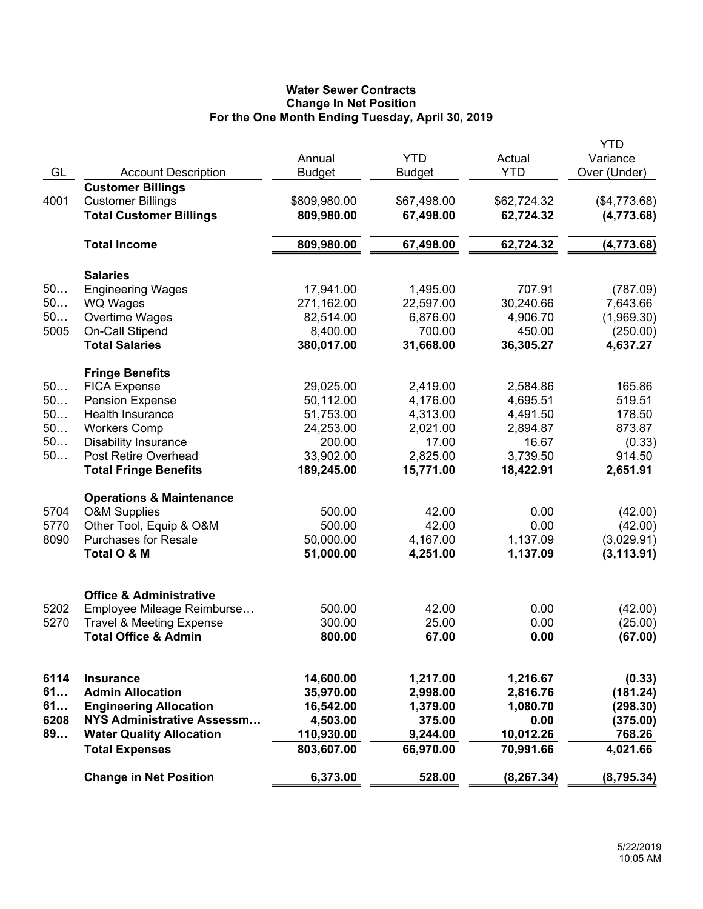**Water Sewer Contracts**
**Change In Net Position**
**For the One Month Ending Tuesday, April 30, 2019**

| GL | Account Description | Annual Budget | YTD Budget | Actual YTD | YTD Variance Over (Under) |
|---|---|---|---|---|---|
| | **Customer Billings** | | | | |
| 4001 | Customer Billings | $809,980.00 | $67,498.00 | $62,724.32 | ($4,773.68) |
| | **Total Customer Billings** | **809,980.00** | **67,498.00** | **62,724.32** | **(4,773.68)** |
| | **Total Income** | **809,980.00** | **67,498.00** | **62,724.32** | **(4,773.68)** |
| | **Salaries** | | | | |
| 50… | Engineering Wages | 17,941.00 | 1,495.00 | 707.91 | (787.09) |
| 50… | WQ Wages | 271,162.00 | 22,597.00 | 30,240.66 | 7,643.66 |
| 50… | Overtime Wages | 82,514.00 | 6,876.00 | 4,906.70 | (1,969.30) |
| 5005 | On-Call Stipend | 8,400.00 | 700.00 | 450.00 | (250.00) |
| | **Total Salaries** | **380,017.00** | **31,668.00** | **36,305.27** | **4,637.27** |
| | **Fringe Benefits** | | | | |
| 50… | FICA Expense | 29,025.00 | 2,419.00 | 2,584.86 | 165.86 |
| 50… | Pension Expense | 50,112.00 | 4,176.00 | 4,695.51 | 519.51 |
| 50… | Health Insurance | 51,753.00 | 4,313.00 | 4,491.50 | 178.50 |
| 50… | Workers Comp | 24,253.00 | 2,021.00 | 2,894.87 | 873.87 |
| 50… | Disability Insurance | 200.00 | 17.00 | 16.67 | (0.33) |
| 50… | Post Retire Overhead | 33,902.00 | 2,825.00 | 3,739.50 | 914.50 |
| | **Total Fringe Benefits** | **189,245.00** | **15,771.00** | **18,422.91** | **2,651.91** |
| | **Operations & Maintenance** | | | | |
| 5704 | O&M Supplies | 500.00 | 42.00 | 0.00 | (42.00) |
| 5770 | Other Tool, Equip & O&M | 500.00 | 42.00 | 0.00 | (42.00) |
| 8090 | Purchases for Resale | 50,000.00 | 4,167.00 | 1,137.09 | (3,029.91) |
| | **Total O & M** | **51,000.00** | **4,251.00** | **1,137.09** | **(3,113.91)** |
| | **Office & Administrative** | | | | |
| 5202 | Employee Mileage Reimburse… | 500.00 | 42.00 | 0.00 | (42.00) |
| 5270 | Travel & Meeting Expense | 300.00 | 25.00 | 0.00 | (25.00) |
| | **Total Office & Admin** | **800.00** | **67.00** | **0.00** | **(67.00)** |
| **6114** | **Insurance** | **14,600.00** | **1,217.00** | **1,216.67** | **(0.33)** |
| **61…** | **Admin Allocation** | **35,970.00** | **2,998.00** | **2,816.76** | **(181.24)** |
| **61…** | **Engineering Allocation** | **16,542.00** | **1,379.00** | **1,080.70** | **(298.30)** |
| **6208** | **NYS Administrative Assessm…** | **4,503.00** | **375.00** | **0.00** | **(375.00)** |
| **89…** | **Water Quality Allocation** | **110,930.00** | **9,244.00** | **10,012.26** | **768.26** |
| | **Total Expenses** | **803,607.00** | **66,970.00** | **70,991.66** | **4,021.66** |
| | **Change in Net Position** | **6,373.00** | **528.00** | **(8,267.34)** | **(8,795.34)** |

5/22/2019
10:05 AM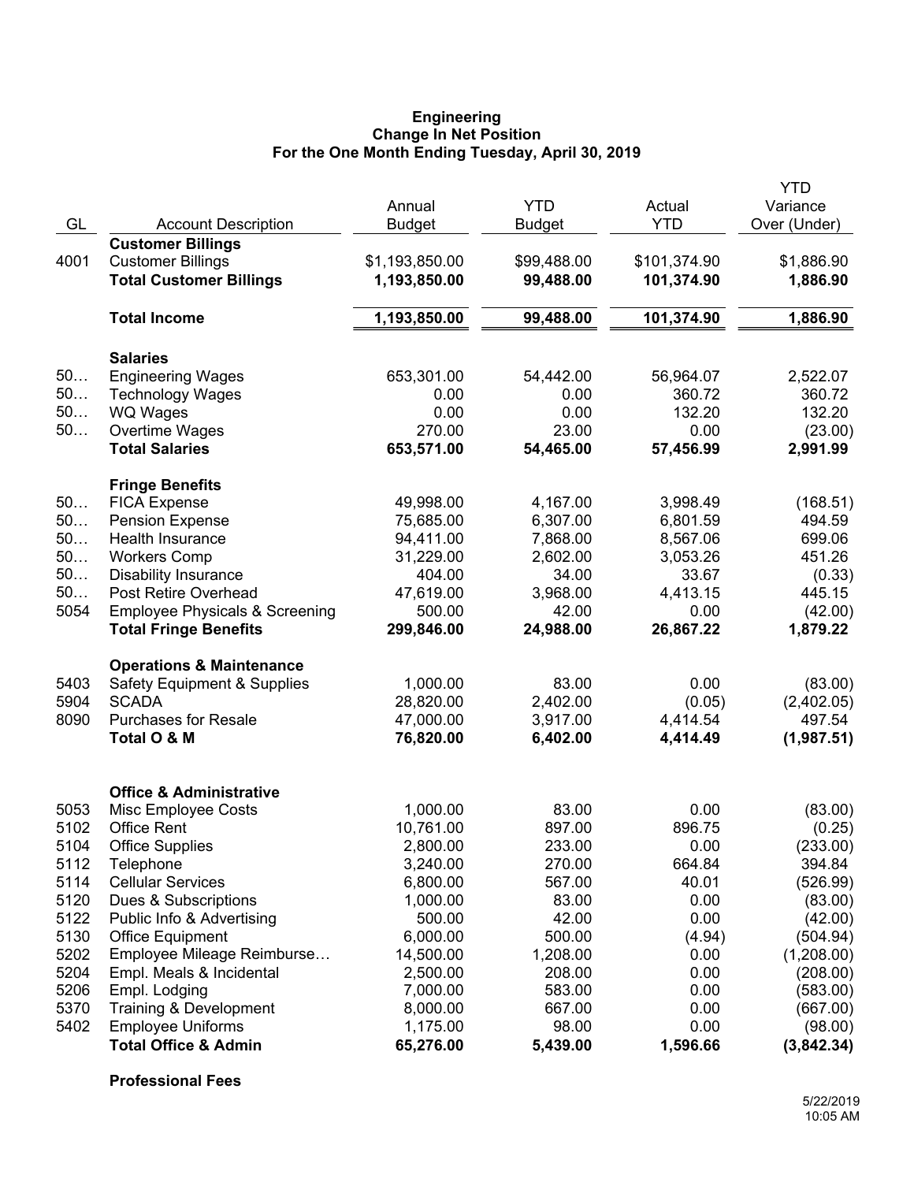**Engineering**
**Change In Net Position**
**For the One Month Ending Tuesday, April 30, 2019**

| GL | Account Description | Annual Budget | YTD Budget | Actual YTD | YTD Variance Over (Under) |
|---|---|---|---|---|---|
| | **Customer Billings** | | | | |
| 4001 | Customer Billings | $1,193,850.00 | $99,488.00 | $101,374.90 | $1,886.90 |
| | **Total Customer Billings** | **1,193,850.00** | **99,488.00** | **101,374.90** | **1,886.90** |
| | **Total Income** | **1,193,850.00** | **99,488.00** | **101,374.90** | **1,886.90** |
| | **Salaries** | | | | |
| 50… | Engineering Wages | 653,301.00 | 54,442.00 | 56,964.07 | 2,522.07 |
| 50… | Technology Wages | 0.00 | 0.00 | 360.72 | 360.72 |
| 50… | WQ Wages | 0.00 | 0.00 | 132.20 | 132.20 |
| 50… | Overtime Wages | 270.00 | 23.00 | 0.00 | (23.00) |
| | **Total Salaries** | **653,571.00** | **54,465.00** | **57,456.99** | **2,991.99** |
| | **Fringe Benefits** | | | | |
| 50… | FICA Expense | 49,998.00 | 4,167.00 | 3,998.49 | (168.51) |
| 50… | Pension Expense | 75,685.00 | 6,307.00 | 6,801.59 | 494.59 |
| 50… | Health Insurance | 94,411.00 | 7,868.00 | 8,567.06 | 699.06 |
| 50… | Workers Comp | 31,229.00 | 2,602.00 | 3,053.26 | 451.26 |
| 50… | Disability Insurance | 404.00 | 34.00 | 33.67 | (0.33) |
| 50… | Post Retire Overhead | 47,619.00 | 3,968.00 | 4,413.15 | 445.15 |
| 5054 | Employee Physicals & Screening | 500.00 | 42.00 | 0.00 | (42.00) |
| | **Total Fringe Benefits** | **299,846.00** | **24,988.00** | **26,867.22** | **1,879.22** |
| | **Operations & Maintenance** | | | | |
| 5403 | Safety Equipment & Supplies | 1,000.00 | 83.00 | 0.00 | (83.00) |
| 5904 | SCADA | 28,820.00 | 2,402.00 | (0.05) | (2,402.05) |
| 8090 | Purchases for Resale | 47,000.00 | 3,917.00 | 4,414.54 | 497.54 |
| | **Total O & M** | **76,820.00** | **6,402.00** | **4,414.49** | **(1,987.51)** |
| | **Office & Administrative** | | | | |
| 5053 | Misc Employee Costs | 1,000.00 | 83.00 | 0.00 | (83.00) |
| 5102 | Office Rent | 10,761.00 | 897.00 | 896.75 | (0.25) |
| 5104 | Office Supplies | 2,800.00 | 233.00 | 0.00 | (233.00) |
| 5112 | Telephone | 3,240.00 | 270.00 | 664.84 | 394.84 |
| 5114 | Cellular Services | 6,800.00 | 567.00 | 40.01 | (526.99) |
| 5120 | Dues & Subscriptions | 1,000.00 | 83.00 | 0.00 | (83.00) |
| 5122 | Public Info & Advertising | 500.00 | 42.00 | 0.00 | (42.00) |
| 5130 | Office Equipment | 6,000.00 | 500.00 | (4.94) | (504.94) |
| 5202 | Employee Mileage Reimburse… | 14,500.00 | 1,208.00 | 0.00 | (1,208.00) |
| 5204 | Empl. Meals & Incidental | 2,500.00 | 208.00 | 0.00 | (208.00) |
| 5206 | Empl. Lodging | 7,000.00 | 583.00 | 0.00 | (583.00) |
| 5370 | Training & Development | 8,000.00 | 667.00 | 0.00 | (667.00) |
| 5402 | Employee Uniforms | 1,175.00 | 98.00 | 0.00 | (98.00) |
| | **Total Office & Admin** | **65,276.00** | **5,439.00** | **1,596.66** | **(3,842.34)** |
| | **Professional Fees** | | | | |

5/22/2019
10:05 AM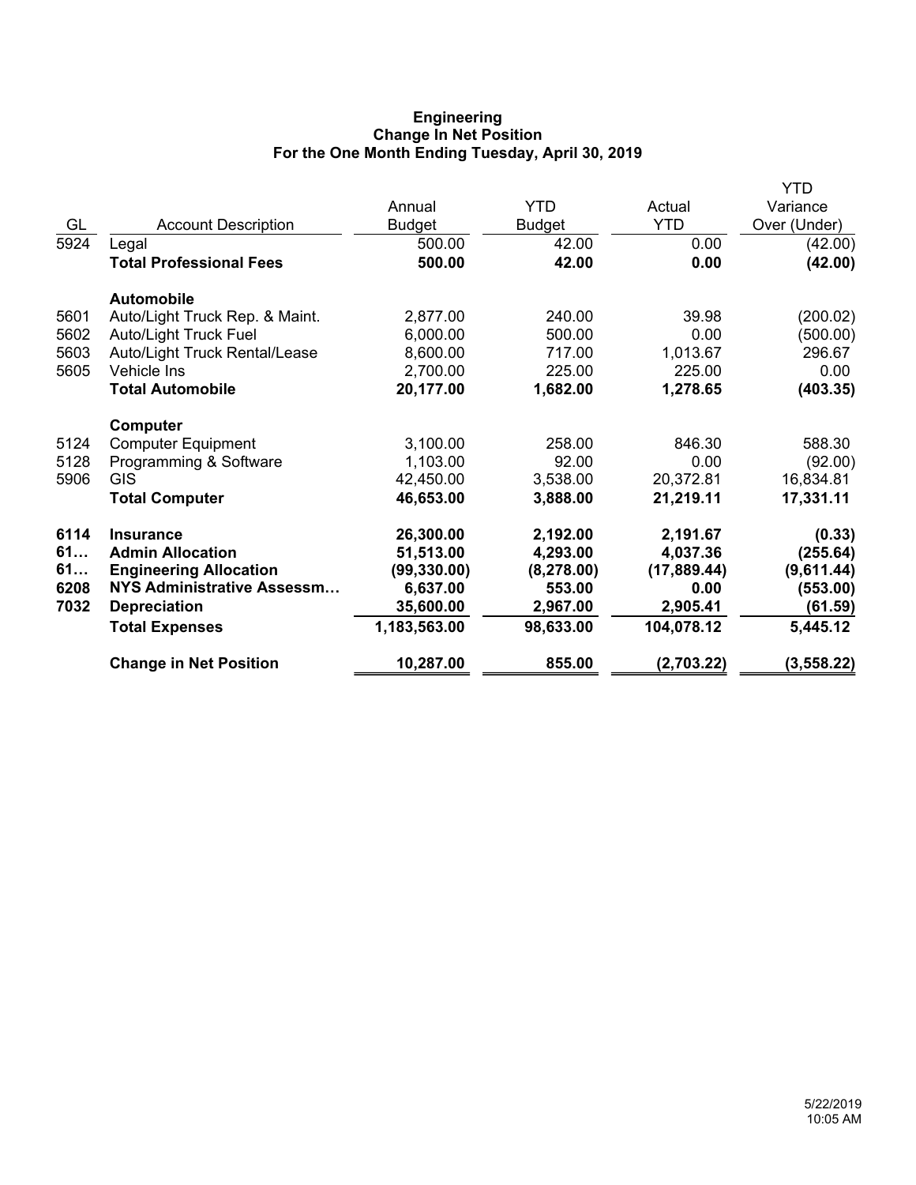**Engineering**
**Change In Net Position**
**For the One Month Ending Tuesday, April 30, 2019**

| GL | Account Description | Annual Budget | YTD Budget | Actual YTD | YTD Variance Over (Under) |
|---|---|---|---|---|---|
| 5924 | Legal | 500.00 | 42.00 | 0.00 | (42.00) |
| | **Total Professional Fees** | **500.00** | **42.00** | **0.00** | **(42.00)** |
| | **Automobile** | | | | |
| 5601 | Auto/Light Truck Rep. & Maint. | 2,877.00 | 240.00 | 39.98 | (200.02) |
| 5602 | Auto/Light Truck Fuel | 6,000.00 | 500.00 | 0.00 | (500.00) |
| 5603 | Auto/Light Truck Rental/Lease | 8,600.00 | 717.00 | 1,013.67 | 296.67 |
| 5605 | Vehicle Ins | 2,700.00 | 225.00 | 225.00 | 0.00 |
| | **Total Automobile** | **20,177.00** | **1,682.00** | **1,278.65** | **(403.35)** |
| | **Computer** | | | | |
| 5124 | Computer Equipment | 3,100.00 | 258.00 | 846.30 | 588.30 |
| 5128 | Programming & Software | 1,103.00 | 92.00 | 0.00 | (92.00) |
| 5906 | GIS | 42,450.00 | 3,538.00 | 20,372.81 | 16,834.81 |
| | **Total Computer** | **46,653.00** | **3,888.00** | **21,219.11** | **17,331.11** |
| **6114** | **Insurance** | **26,300.00** | **2,192.00** | **2,191.67** | **(0.33)** |
| **61…** | **Admin Allocation** | **51,513.00** | **4,293.00** | **4,037.36** | **(255.64)** |
| **61…** | **Engineering Allocation** | **(99,330.00)** | **(8,278.00)** | **(17,889.44)** | **(9,611.44)** |
| **6208** | **NYS Administrative Assessm…** | **6,637.00** | **553.00** | **0.00** | **(553.00)** |
| **7032** | **Depreciation** | **35,600.00** | **2,967.00** | **2,905.41** | **(61.59)** |
| | **Total Expenses** | **1,183,563.00** | **98,633.00** | **104,078.12** | **5,445.12** |
| | **Change in Net Position** | **10,287.00** | **855.00** | **(2,703.22)** | **(3,558.22)** |

5/22/2019
10:05 AM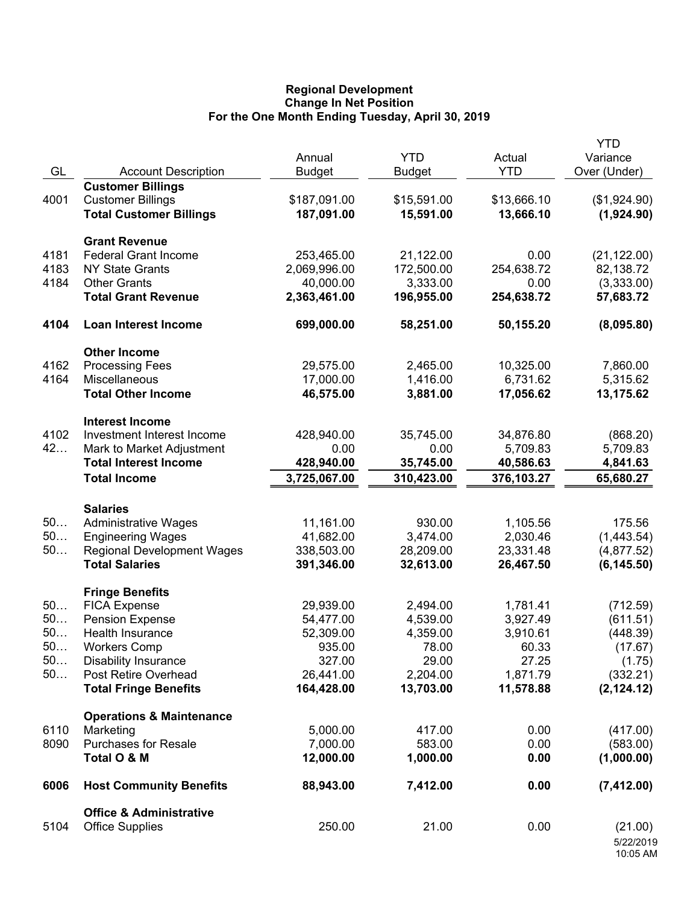**Regional Development**
**Change In Net Position**
**For the One Month Ending Tuesday, April 30, 2019**

| GL | Account Description | Annual Budget | YTD Budget | Actual YTD | YTD Variance Over (Under) |
|---|---|---|---|---|---|
| | **Customer Billings** | | | | |
| 4001 | Customer Billings | $187,091.00 | $15,591.00 | $13,666.10 | ($1,924.90) |
| | **Total Customer Billings** | **187,091.00** | **15,591.00** | **13,666.10** | **(1,924.90)** |
| | **Grant Revenue** | | | | |
| 4181 | Federal Grant Income | 253,465.00 | 21,122.00 | 0.00 | (21,122.00) |
| 4183 | NY State Grants | 2,069,996.00 | 172,500.00 | 254,638.72 | 82,138.72 |
| 4184 | Other Grants | 40,000.00 | 3,333.00 | 0.00 | (3,333.00) |
| | **Total Grant Revenue** | **2,363,461.00** | **196,955.00** | **254,638.72** | **57,683.72** |
| **4104** | **Loan Interest Income** | **699,000.00** | **58,251.00** | **50,155.20** | **(8,095.80)** |
| | **Other Income** | | | | |
| 4162 | Processing Fees | 29,575.00 | 2,465.00 | 10,325.00 | 7,860.00 |
| 4164 | Miscellaneous | 17,000.00 | 1,416.00 | 6,731.62 | 5,315.62 |
| | **Total Other Income** | **46,575.00** | **3,881.00** | **17,056.62** | **13,175.62** |
| | **Interest Income** | | | | |
| 4102 | Investment Interest Income | 428,940.00 | 35,745.00 | 34,876.80 | (868.20) |
| 42… | Mark to Market Adjustment | 0.00 | 0.00 | 5,709.83 | 5,709.83 |
| | **Total Interest Income** | **428,940.00** | **35,745.00** | **40,586.63** | **4,841.63** |
| | **Total Income** | **3,725,067.00** | **310,423.00** | **376,103.27** | **65,680.27** |
| | **Salaries** | | | | |
| 50… | Administrative Wages | 11,161.00 | 930.00 | 1,105.56 | 175.56 |
| 50… | Engineering Wages | 41,682.00 | 3,474.00 | 2,030.46 | (1,443.54) |
| 50… | Regional Development Wages | 338,503.00 | 28,209.00 | 23,331.48 | (4,877.52) |
| | **Total Salaries** | **391,346.00** | **32,613.00** | **26,467.50** | **(6,145.50)** |
| | **Fringe Benefits** | | | | |
| 50… | FICA Expense | 29,939.00 | 2,494.00 | 1,781.41 | (712.59) |
| 50… | Pension Expense | 54,477.00 | 4,539.00 | 3,927.49 | (611.51) |
| 50… | Health Insurance | 52,309.00 | 4,359.00 | 3,910.61 | (448.39) |
| 50… | Workers Comp | 935.00 | 78.00 | 60.33 | (17.67) |
| 50… | Disability Insurance | 327.00 | 29.00 | 27.25 | (1.75) |
| 50… | Post Retire Overhead | 26,441.00 | 2,204.00 | 1,871.79 | (332.21) |
| | **Total Fringe Benefits** | **164,428.00** | **13,703.00** | **11,578.88** | **(2,124.12)** |
| | **Operations & Maintenance** | | | | |
| 6110 | Marketing | 5,000.00 | 417.00 | 0.00 | (417.00) |
| 8090 | Purchases for Resale | 7,000.00 | 583.00 | 0.00 | (583.00) |
| | **Total O & M** | **12,000.00** | **1,000.00** | **0.00** | **(1,000.00)** |
| **6006** | **Host Community Benefits** | **88,943.00** | **7,412.00** | **0.00** | **(7,412.00)** |
| | **Office & Administrative** | | | | |
| 5104 | Office Supplies | 250.00 | 21.00 | 0.00 | (21.00) |

5/22/2019
10:05 AM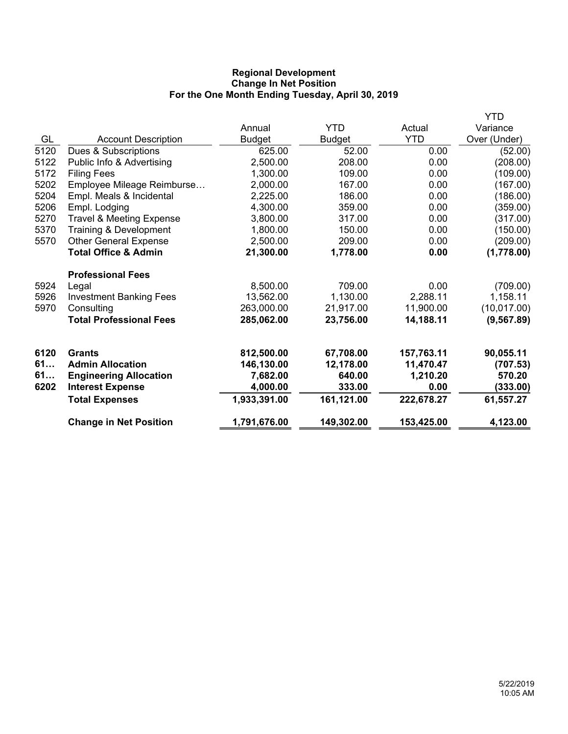**Regional Development**
**Change In Net Position**
**For the One Month Ending Tuesday, April 30, 2019**

| GL | Account Description | Annual Budget | YTD Budget | Actual YTD | YTD Variance Over (Under) |
|---|---|---|---|---|---|
| 5120 | Dues & Subscriptions | 625.00 | 52.00 | 0.00 | (52.00) |
| 5122 | Public Info & Advertising | 2,500.00 | 208.00 | 0.00 | (208.00) |
| 5172 | Filing Fees | 1,300.00 | 109.00 | 0.00 | (109.00) |
| 5202 | Employee Mileage Reimburse… | 2,000.00 | 167.00 | 0.00 | (167.00) |
| 5204 | Empl. Meals & Incidental | 2,225.00 | 186.00 | 0.00 | (186.00) |
| 5206 | Empl. Lodging | 4,300.00 | 359.00 | 0.00 | (359.00) |
| 5270 | Travel & Meeting Expense | 3,800.00 | 317.00 | 0.00 | (317.00) |
| 5370 | Training & Development | 1,800.00 | 150.00 | 0.00 | (150.00) |
| 5570 | Other General Expense | 2,500.00 | 209.00 | 0.00 | (209.00) |
| | **Total Office & Admin** | **21,300.00** | **1,778.00** | **0.00** | **(1,778.00)** |
| | **Professional Fees** | | | | |
| 5924 | Legal | 8,500.00 | 709.00 | 0.00 | (709.00) |
| 5926 | Investment Banking Fees | 13,562.00 | 1,130.00 | 2,288.11 | 1,158.11 |
| 5970 | Consulting | 263,000.00 | 21,917.00 | 11,900.00 | (10,017.00) |
| | **Total Professional Fees** | **285,062.00** | **23,756.00** | **14,188.11** | **(9,567.89)** |
| **6120** | **Grants** | **812,500.00** | **67,708.00** | **157,763.11** | **90,055.11** |
| **61…** | **Admin Allocation** | **146,130.00** | **12,178.00** | **11,470.47** | **(707.53)** |
| **61…** | **Engineering Allocation** | **7,682.00** | **640.00** | **1,210.20** | **570.20** |
| **6202** | **Interest Expense** | **4,000.00** | **333.00** | **0.00** | **(333.00)** |
| | **Total Expenses** | **1,933,391.00** | **161,121.00** | **222,678.27** | **61,557.27** |
| | **Change in Net Position** | **1,791,676.00** | **149,302.00** | **153,425.00** | **4,123.00** |

5/22/2019
10:05 AM